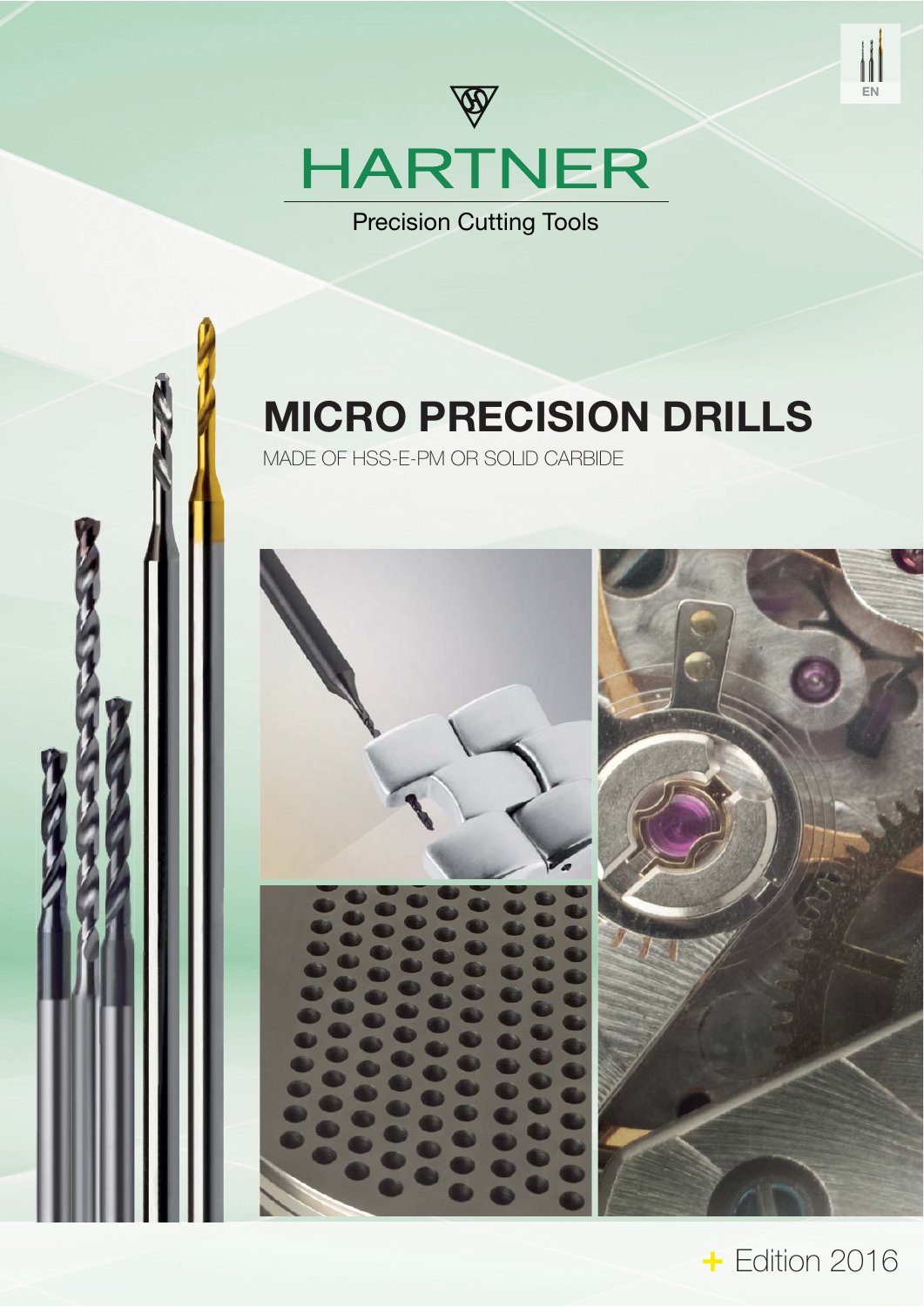EN

# HARTNER

Precision Cutting Tools

# MICRO PRECISION DRILLS

MADE OF HSS-E-PM OR SOLID CARBIDE

+ Edition 2016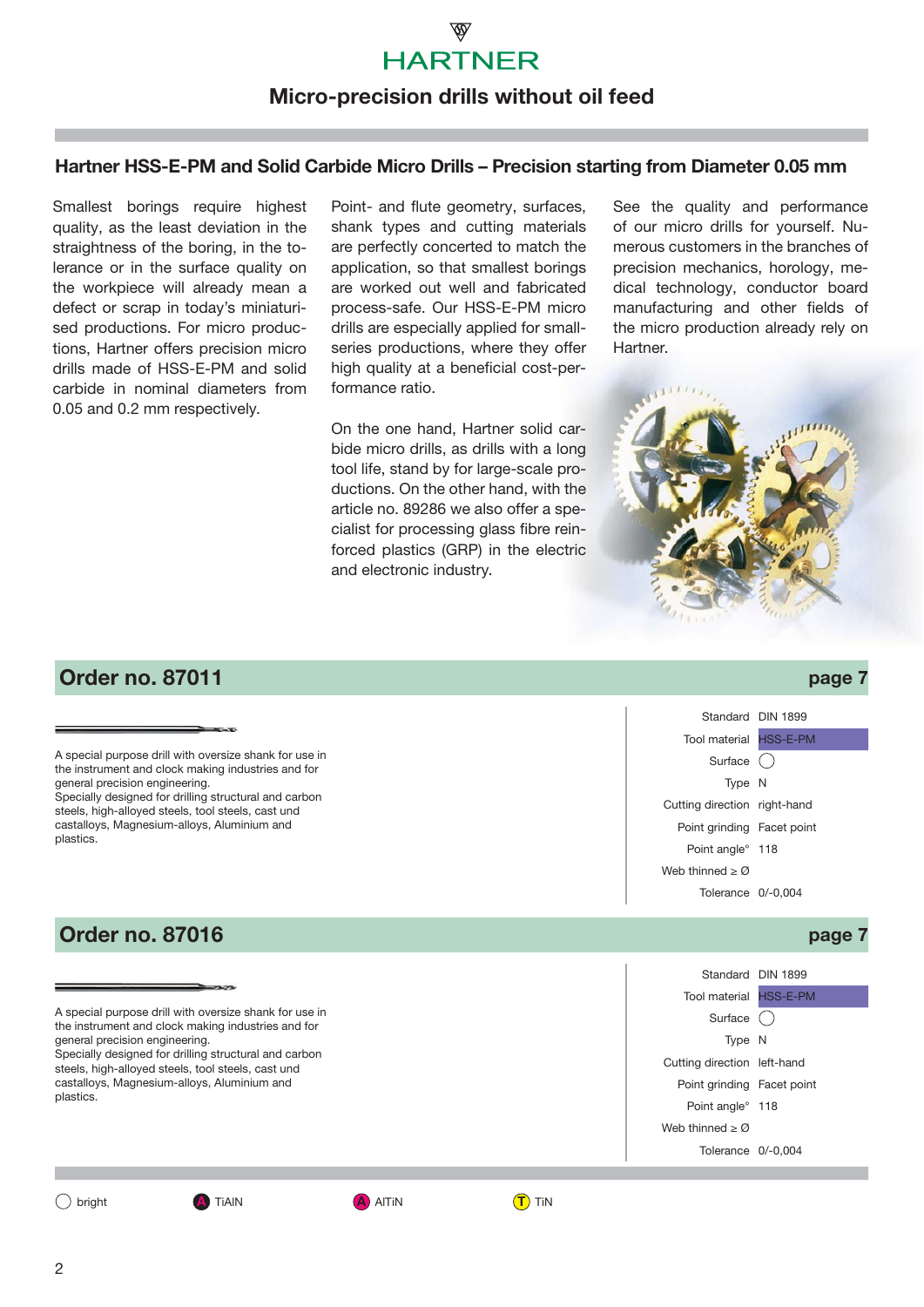HARTNER

# Micro-precision drills without oil feed

## Hartner HSS-E-PM and Solid Carbide Micro Drills – Precision starting from Diameter 0.05 mm

Smallest borings require highest quality, as the least deviation in the straightness of the boring, in the tolerance or in the surface quality on the workpiece will already mean a defect or scrap in today's miniaturised productions. For micro productions, Hartner offers precision micro drills made of HSS-E-PM and solid carbide in nominal diameters from 0.05 and 0.2 mm respectively.

Point- and flute geometry, surfaces, shank types and cutting materials are perfectly concerted to match the application, so that smallest borings are worked out well and fabricated process-safe. Our HSS-E-PM micro drills are especially applied for small-series productions, where they offer high quality at a beneficial cost-performance ratio.

On the one hand, Hartner solid carbide micro drills, as drills with a long tool life, stand by for large-scale productions. On the other hand, with the article no. 89286 we also offer a specialist for processing glass fibre reinforced plastics (GRP) in the electric and electronic industry.

See the quality and performance of our micro drills for yourself. Numerous customers in the branches of precision mechanics, horology, medical technology, conductor board manufacturing and other fields of the micro production already rely on Hartner.

## Order no. 87011 — page 7

A special purpose drill with oversize shank for use in the instrument and clock making industries and for general precision engineering.
Specially designed for drilling structural and carbon steels, high-alloyed steels, tool steels, cast und castalloys, Magnesium-alloys, Aluminium and plastics.

| | |
|---|---|
| Standard | DIN 1899 |
| Tool material | HSS-E-PM |
| Surface | ◯ |
| Type | N |
| Cutting direction | right-hand |
| Point grinding | Facet point |
| Point angle° | 118 |
| Web thinned ≥ Ø | |
| Tolerance | 0/-0,004 |

## Order no. 87016 — page 7

A special purpose drill with oversize shank for use in the instrument and clock making industries and for general precision engineering.
Specially designed for drilling structural and carbon steels, high-alloyed steels, tool steels, cast und castalloys, Magnesium-alloys, Aluminium and plastics.

| | |
|---|---|
| Standard | DIN 1899 |
| Tool material | HSS-E-PM |
| Surface | ◯ |
| Type | N |
| Cutting direction | left-hand |
| Point grinding | Facet point |
| Point angle° | 118 |
| Web thinned ≥ Ø | |
| Tolerance | 0/-0,004 |

◯ bright   Ⓐ TiAlN   Ⓐ AlTiN   Ⓣ TiN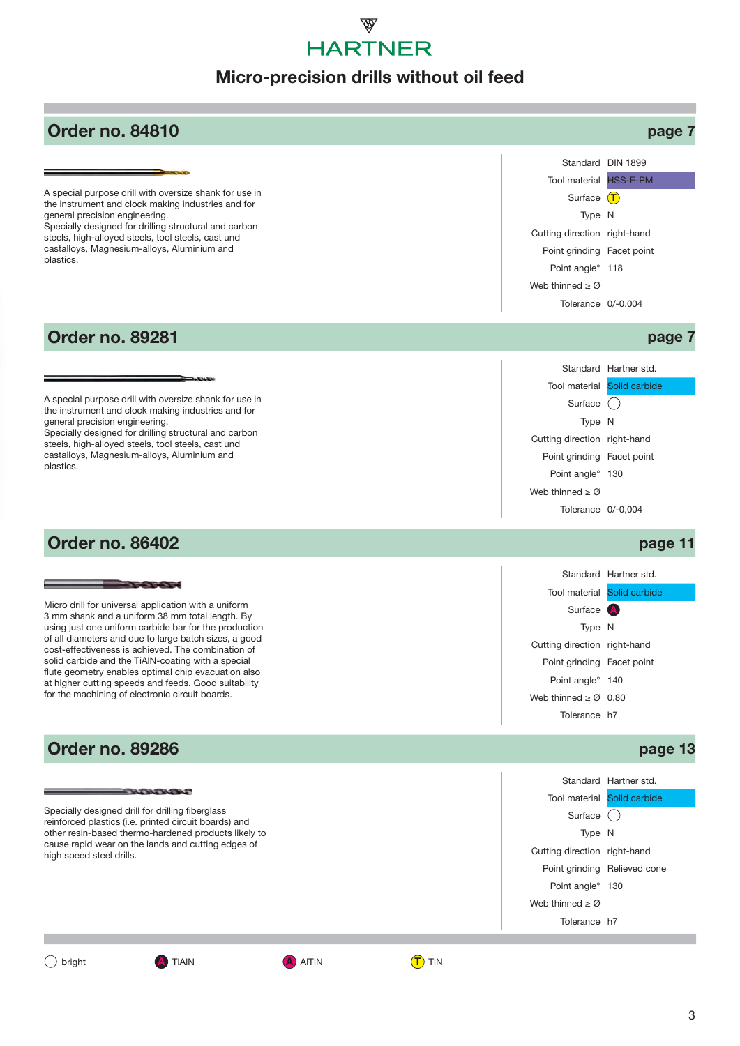HARTNER

# Micro-precision drills without oil feed

## Order no. 84810 — page 7

A special purpose drill with oversize shank for use in the instrument and clock making industries and for general precision engineering.
Specially designed for drilling structural and carbon steels, high-alloyed steels, tool steels, cast und castalloys, Magnesium-alloys, Aluminium and plastics.

| | |
|---|---|
| Standard | DIN 1899 |
| Tool material | HSS-E-PM |
| Surface | T |
| Type | N |
| Cutting direction | right-hand |
| Point grinding | Facet point |
| Point angle° | 118 |
| Web thinned ≥ Ø | |
| Tolerance | 0/-0,004 |

## Order no. 89281 — page 7

A special purpose drill with oversize shank for use in the instrument and clock making industries and for general precision engineering.
Specially designed for drilling structural and carbon steels, high-alloyed steels, tool steels, cast und castalloys, Magnesium-alloys, Aluminium and plastics.

| | |
|---|---|
| Standard | Hartner std. |
| Tool material | Solid carbide |
| Surface | ◯ |
| Type | N |
| Cutting direction | right-hand |
| Point grinding | Facet point |
| Point angle° | 130 |
| Web thinned ≥ Ø | |
| Tolerance | 0/-0,004 |

## Order no. 86402 — page 11

Micro drill for universal application with a uniform 3 mm shank and a uniform 38 mm total length. By using just one uniform carbide bar for the production of all diameters and due to large batch sizes, a good cost-effectiveness is achieved. The combination of solid carbide and the TiAlN-coating with a special flute geometry enables optimal chip evacuation also at higher cutting speeds and feeds. Good suitability for the machining of electronic circuit boards.

| | |
|---|---|
| Standard | Hartner std. |
| Tool material | Solid carbide |
| Surface | A |
| Type | N |
| Cutting direction | right-hand |
| Point grinding | Facet point |
| Point angle° | 140 |
| Web thinned ≥ Ø | 0.80 |
| Tolerance | h7 |

## Order no. 89286 — page 13

Specially designed drill for drilling fiberglass reinforced plastics (i.e. printed circuit boards) and other resin-based thermo-hardened products likely to cause rapid wear on the lands and cutting edges of high speed steel drills.

| | |
|---|---|
| Standard | Hartner std. |
| Tool material | Solid carbide |
| Surface | ◯ |
| Type | N |
| Cutting direction | right-hand |
| Point grinding | Relieved cone |
| Point angle° | 130 |
| Web thinned ≥ Ø | |
| Tolerance | h7 |

◯ bright　　A TiAlN　　A AlTiN　　T TiN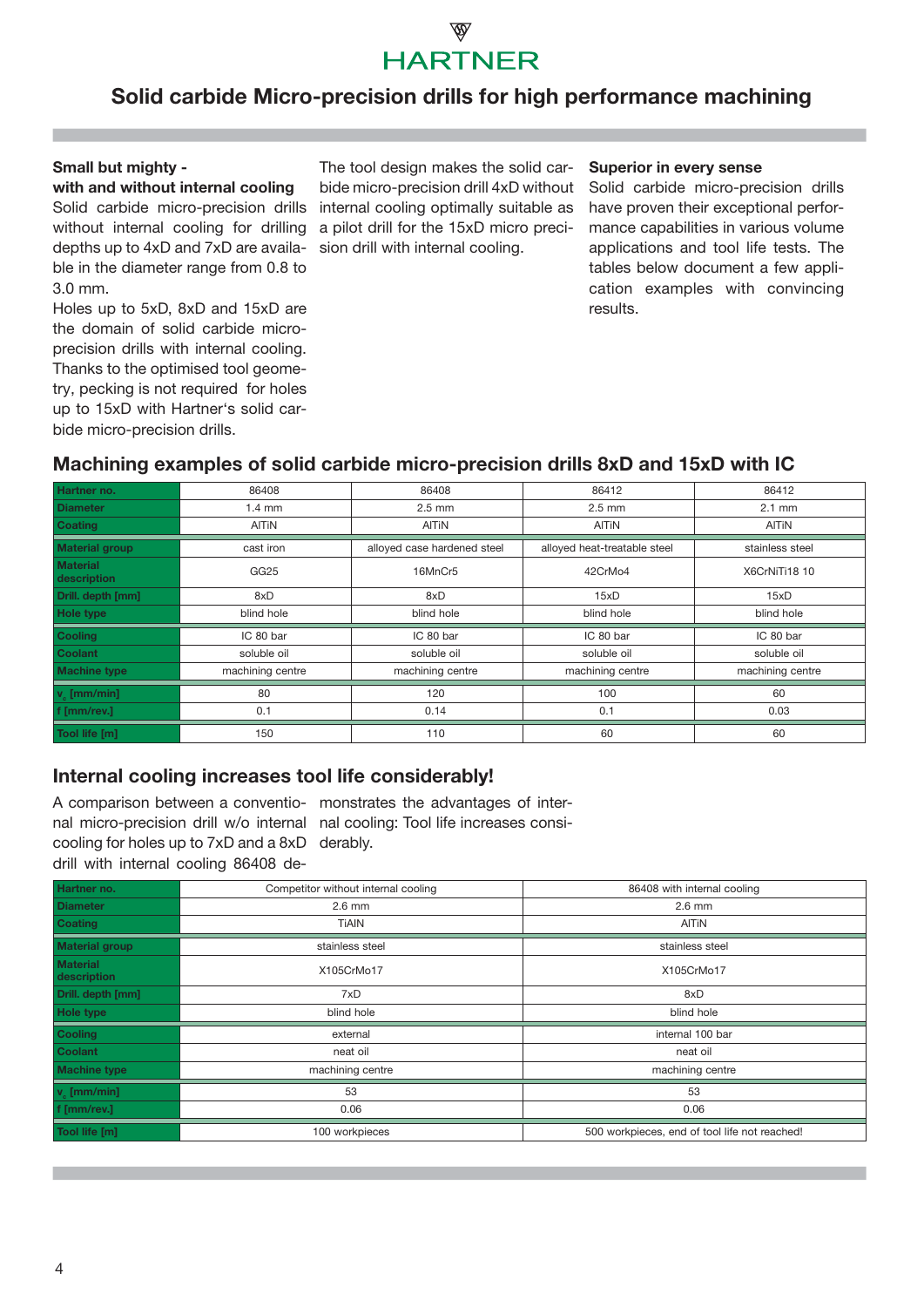# HARTNER

## Solid carbide Micro-precision drills for high performance machining

**Small but mighty - with and without internal cooling**

Solid carbide micro-precision drills without internal cooling for drilling depths up to 4xD and 7xD are available in the diameter range from 0.8 to 3.0 mm.

Holes up to 5xD, 8xD and 15xD are the domain of solid carbide micro-precision drills with internal cooling. Thanks to the optimised tool geometry, pecking is not required for holes up to 15xD with Hartner's solid carbide micro-precision drills.

The tool design makes the solid carbide micro-precision drill 4xD without internal cooling optimally suitable as a pilot drill for the 15xD micro precision drill with internal cooling.

**Superior in every sense**

Solid carbide micro-precision drills have proven their exceptional performance capabilities in various volume applications and tool life tests. The tables below document a few application examples with convincing results.

## Machining examples of solid carbide micro-precision drills 8xD and 15xD with IC

| Hartner no. | 86408 | 86408 | 86412 | 86412 |
|---|---|---|---|---|
| Diameter | 1.4 mm | 2.5 mm | 2.5 mm | 2.1 mm |
| Coating | AlTiN | AlTiN | AlTiN | AlTiN |
| Material group | cast iron | alloyed case hardened steel | alloyed heat-treatable steel | stainless steel |
| Material description | GG25 | 16MnCr5 | 42CrMo4 | X6CrNiTi18 10 |
| Drill. depth [mm] | 8xD | 8xD | 15xD | 15xD |
| Hole type | blind hole | blind hole | blind hole | blind hole |
| Cooling | IC 80 bar | IC 80 bar | IC 80 bar | IC 80 bar |
| Coolant | soluble oil | soluble oil | soluble oil | soluble oil |
| Machine type | machining centre | machining centre | machining centre | machining centre |
| $v_c$ [mm/min] | 80 | 120 | 100 | 60 |
| f [mm/rev.] | 0.1 | 0.14 | 0.1 | 0.03 |
| Tool life [m] | 150 | 110 | 60 | 60 |

## Internal cooling increases tool life considerably!

A comparison between a conventional micro-precision drill w/o internal cooling for holes up to 7xD and a 8xD drill with internal cooling 86408 demonstrates the advantages of internal cooling: Tool life increases considerably.

| Hartner no. | Competitor without internal cooling | 86408 with internal cooling |
|---|---|---|
| Diameter | 2.6 mm | 2.6 mm |
| Coating | TiAlN | AlTiN |
| Material group | stainless steel | stainless steel |
| Material description | X105CrMo17 | X105CrMo17 |
| Drill. depth [mm] | 7xD | 8xD |
| Hole type | blind hole | blind hole |
| Cooling | external | internal 100 bar |
| Coolant | neat oil | neat oil |
| Machine type | machining centre | machining centre |
| $v_c$ [mm/min] | 53 | 53 |
| f [mm/rev.] | 0.06 | 0.06 |
| Tool life [m] | 100 workpieces | 500 workpieces, end of tool life not reached! |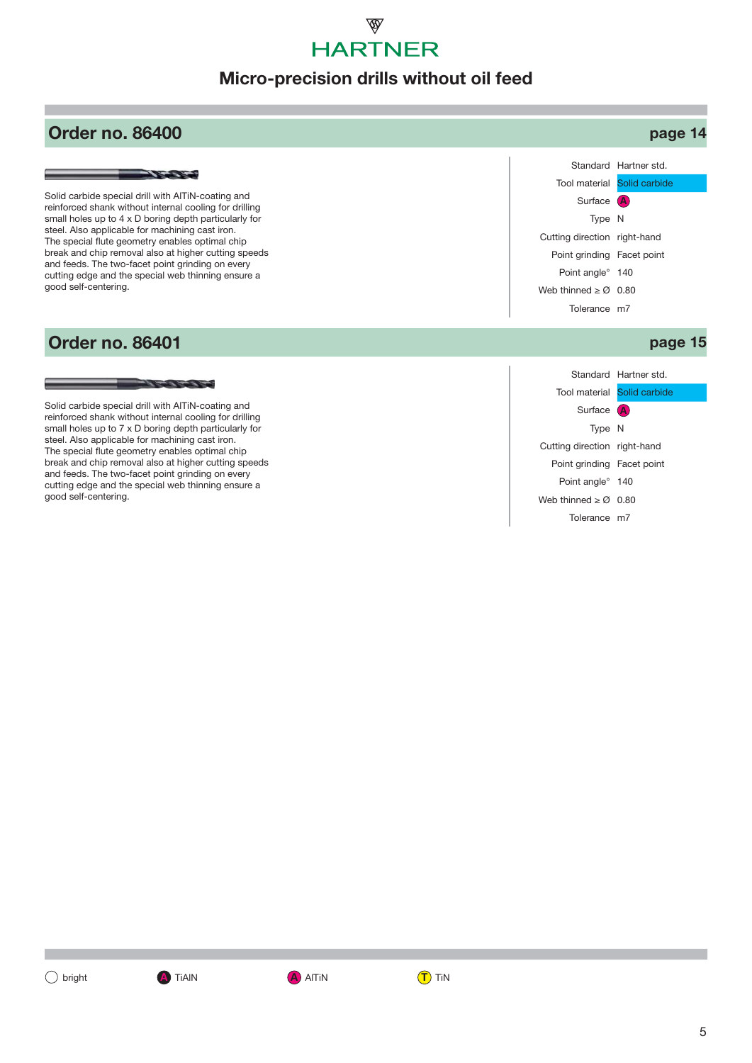# HARTNER

## Micro-precision drills without oil feed

## Order no. 86400 — page 14

Solid carbide special drill with AlTiN-coating and reinforced shank without internal cooling for drilling small holes up to 4 x D boring depth particularly for steel. Also applicable for machining cast iron. The special flute geometry enables optimal chip break and chip removal also at higher cutting speeds and feeds. The two-facet point grinding on every cutting edge and the special web thinning ensure a good self-centering.

| | |
|---|---|
| Standard | Hartner std. |
| Tool material | Solid carbide |
| Surface | A |
| Type | N |
| Cutting direction | right-hand |
| Point grinding | Facet point |
| Point angle° | 140 |
| Web thinned ≥ Ø | 0.80 |
| Tolerance | m7 |

## Order no. 86401 — page 15

Solid carbide special drill with AlTiN-coating and reinforced shank without internal cooling for drilling small holes up to 7 x D boring depth particularly for steel. Also applicable for machining cast iron. The special flute geometry enables optimal chip break and chip removal also at higher cutting speeds and feeds. The two-facet point grinding on every cutting edge and the special web thinning ensure a good self-centering.

| | |
|---|---|
| Standard | Hartner std. |
| Tool material | Solid carbide |
| Surface | A |
| Type | N |
| Cutting direction | right-hand |
| Point grinding | Facet point |
| Point angle° | 140 |
| Web thinned ≥ Ø | 0.80 |
| Tolerance | m7 |

○ bright  (A) TiAlN  (A) AlTiN  (T) TiN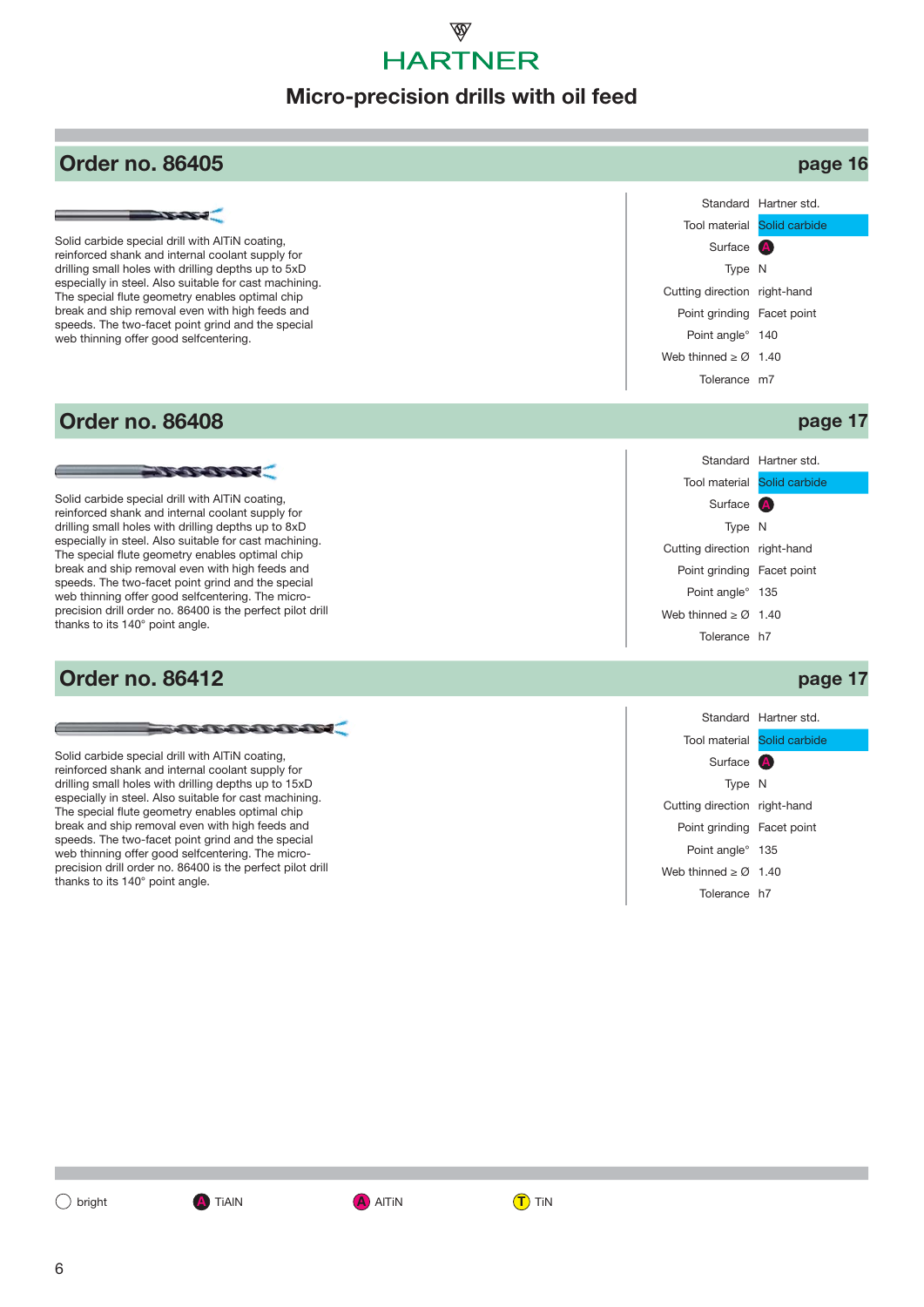# HARTNER

## Micro-precision drills with oil feed

## Order no. 86405 — page 16

Solid carbide special drill with AlTiN coating, reinforced shank and internal coolant supply for drilling small holes with drilling depths up to 5xD especially in steel. Also suitable for cast machining. The special flute geometry enables optimal chip break and ship removal even with high feeds and speeds. The two-facet point grind and the special web thinning offer good selfcentering.

| | |
|---|---|
| Standard | Hartner std. |
| Tool material | Solid carbide |
| Surface | A |
| Type | N |
| Cutting direction | right-hand |
| Point grinding | Facet point |
| Point angle° | 140 |
| Web thinned ≥ Ø | 1.40 |
| Tolerance | m7 |

## Order no. 86408 — page 17

Solid carbide special drill with AlTiN coating, reinforced shank and internal coolant supply for drilling small holes with drilling depths up to 8xD especially in steel. Also suitable for cast machining. The special flute geometry enables optimal chip break and ship removal even with high feeds and speeds. The two-facet point grind and the special web thinning offer good selfcentering. The micro-precision drill order no. 86400 is the perfect pilot drill thanks to its 140° point angle.

| | |
|---|---|
| Standard | Hartner std. |
| Tool material | Solid carbide |
| Surface | A |
| Type | N |
| Cutting direction | right-hand |
| Point grinding | Facet point |
| Point angle° | 135 |
| Web thinned ≥ Ø | 1.40 |
| Tolerance | h7 |

## Order no. 86412 — page 17

Solid carbide special drill with AlTiN coating, reinforced shank and internal coolant supply for drilling small holes with drilling depths up to 15xD especially in steel. Also suitable for cast machining. The special flute geometry enables optimal chip break and ship removal even with high feeds and speeds. The two-facet point grind and the special web thinning offer good selfcentering. The micro-precision drill order no. 86400 is the perfect pilot drill thanks to its 140° point angle.

| | |
|---|---|
| Standard | Hartner std. |
| Tool material | Solid carbide |
| Surface | A |
| Type | N |
| Cutting direction | right-hand |
| Point grinding | Facet point |
| Point angle° | 135 |
| Web thinned ≥ Ø | 1.40 |
| Tolerance | h7 |

○ bright  Ⓐ TiAlN  Ⓐ AlTiN  Ⓣ TiN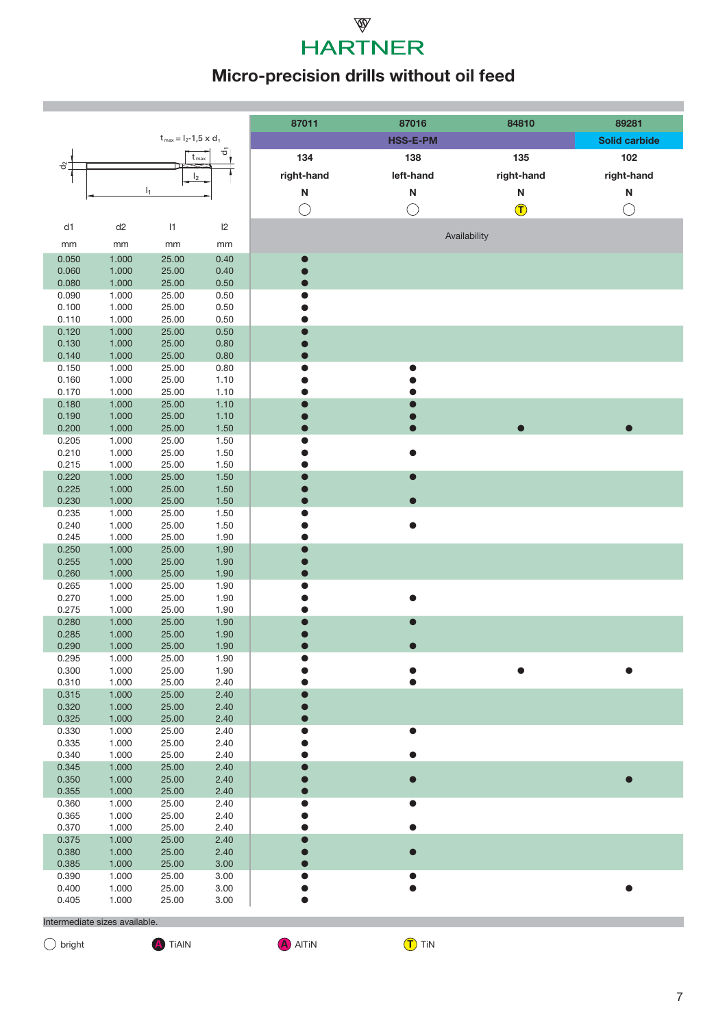# HARTNER

## Micro-precision drills without oil feed

$t_{max} = l_2 - 1{,}5 \times d_1$

| d1 | d2 | l1 | l2 | 87011 | 87016 | 84810 | 89281 |
|---|---|---|---|---|---|---|---|
| | | | | HSS-E-PM | | | Solid carbide |
| | | | | 134 | 138 | 135 | 102 |
| | | | | right-hand | left-hand | right-hand | right-hand |
| | | | | N | N | N | N |
| | | | | ○ | ○ | (T) | ○ |
| mm | mm | mm | mm | Availability | | | |
| 0.050 | 1.000 | 25.00 | 0.40 | ● | | | |
| 0.060 | 1.000 | 25.00 | 0.40 | ● | | | |
| 0.080 | 1.000 | 25.00 | 0.50 | ● | | | |
| 0.090 | 1.000 | 25.00 | 0.50 | ● | | | |
| 0.100 | 1.000 | 25.00 | 0.50 | ● | | | |
| 0.110 | 1.000 | 25.00 | 0.50 | ● | | | |
| 0.120 | 1.000 | 25.00 | 0.50 | ● | | | |
| 0.130 | 1.000 | 25.00 | 0.80 | ● | | | |
| 0.140 | 1.000 | 25.00 | 0.80 | ● | | | |
| 0.150 | 1.000 | 25.00 | 0.80 | ● | ● | | |
| 0.160 | 1.000 | 25.00 | 1.10 | ● | ● | | |
| 0.170 | 1.000 | 25.00 | 1.10 | ● | ● | | |
| 0.180 | 1.000 | 25.00 | 1.10 | ● | ● | | |
| 0.190 | 1.000 | 25.00 | 1.10 | ● | ● | | |
| 0.200 | 1.000 | 25.00 | 1.50 | ● | ● | ● | ● |
| 0.205 | 1.000 | 25.00 | 1.50 | ● | | | |
| 0.210 | 1.000 | 25.00 | 1.50 | ● | ● | | |
| 0.215 | 1.000 | 25.00 | 1.50 | ● | | | |
| 0.220 | 1.000 | 25.00 | 1.50 | ● | ● | | |
| 0.225 | 1.000 | 25.00 | 1.50 | ● | | | |
| 0.230 | 1.000 | 25.00 | 1.50 | ● | ● | | |
| 0.235 | 1.000 | 25.00 | 1.50 | ● | | | |
| 0.240 | 1.000 | 25.00 | 1.50 | ● | ● | | |
| 0.245 | 1.000 | 25.00 | 1.90 | ● | | | |
| 0.250 | 1.000 | 25.00 | 1.90 | ● | | | |
| 0.255 | 1.000 | 25.00 | 1.90 | ● | | | |
| 0.260 | 1.000 | 25.00 | 1.90 | ● | | | |
| 0.265 | 1.000 | 25.00 | 1.90 | ● | | | |
| 0.270 | 1.000 | 25.00 | 1.90 | ● | ● | | |
| 0.275 | 1.000 | 25.00 | 1.90 | ● | | | |
| 0.280 | 1.000 | 25.00 | 1.90 | ● | ● | | |
| 0.285 | 1.000 | 25.00 | 1.90 | ● | | | |
| 0.290 | 1.000 | 25.00 | 1.90 | ● | ● | | |
| 0.295 | 1.000 | 25.00 | 1.90 | ● | | | |
| 0.300 | 1.000 | 25.00 | 1.90 | ● | ● | ● | ● |
| 0.310 | 1.000 | 25.00 | 2.40 | ● | ● | | |
| 0.315 | 1.000 | 25.00 | 2.40 | ● | | | |
| 0.320 | 1.000 | 25.00 | 2.40 | ● | | | |
| 0.325 | 1.000 | 25.00 | 2.40 | ● | | | |
| 0.330 | 1.000 | 25.00 | 2.40 | ● | ● | | |
| 0.335 | 1.000 | 25.00 | 2.40 | ● | | | |
| 0.340 | 1.000 | 25.00 | 2.40 | ● | ● | | |
| 0.345 | 1.000 | 25.00 | 2.40 | ● | | | |
| 0.350 | 1.000 | 25.00 | 2.40 | ● | ● | | ● |
| 0.355 | 1.000 | 25.00 | 2.40 | ● | | | |
| 0.360 | 1.000 | 25.00 | 2.40 | ● | ● | | |
| 0.365 | 1.000 | 25.00 | 2.40 | ● | | | |
| 0.370 | 1.000 | 25.00 | 2.40 | ● | ● | | |
| 0.375 | 1.000 | 25.00 | 2.40 | ● | | | |
| 0.380 | 1.000 | 25.00 | 2.40 | ● | ● | | |
| 0.385 | 1.000 | 25.00 | 3.00 | ● | | | |
| 0.390 | 1.000 | 25.00 | 3.00 | ● | ● | | |
| 0.400 | 1.000 | 25.00 | 3.00 | ● | ● | | ● |
| 0.405 | 1.000 | 25.00 | 3.00 | ● | | | |

Intermediate sizes available.

○ bright (A) TiAlN (A) AlTiN (T) TiN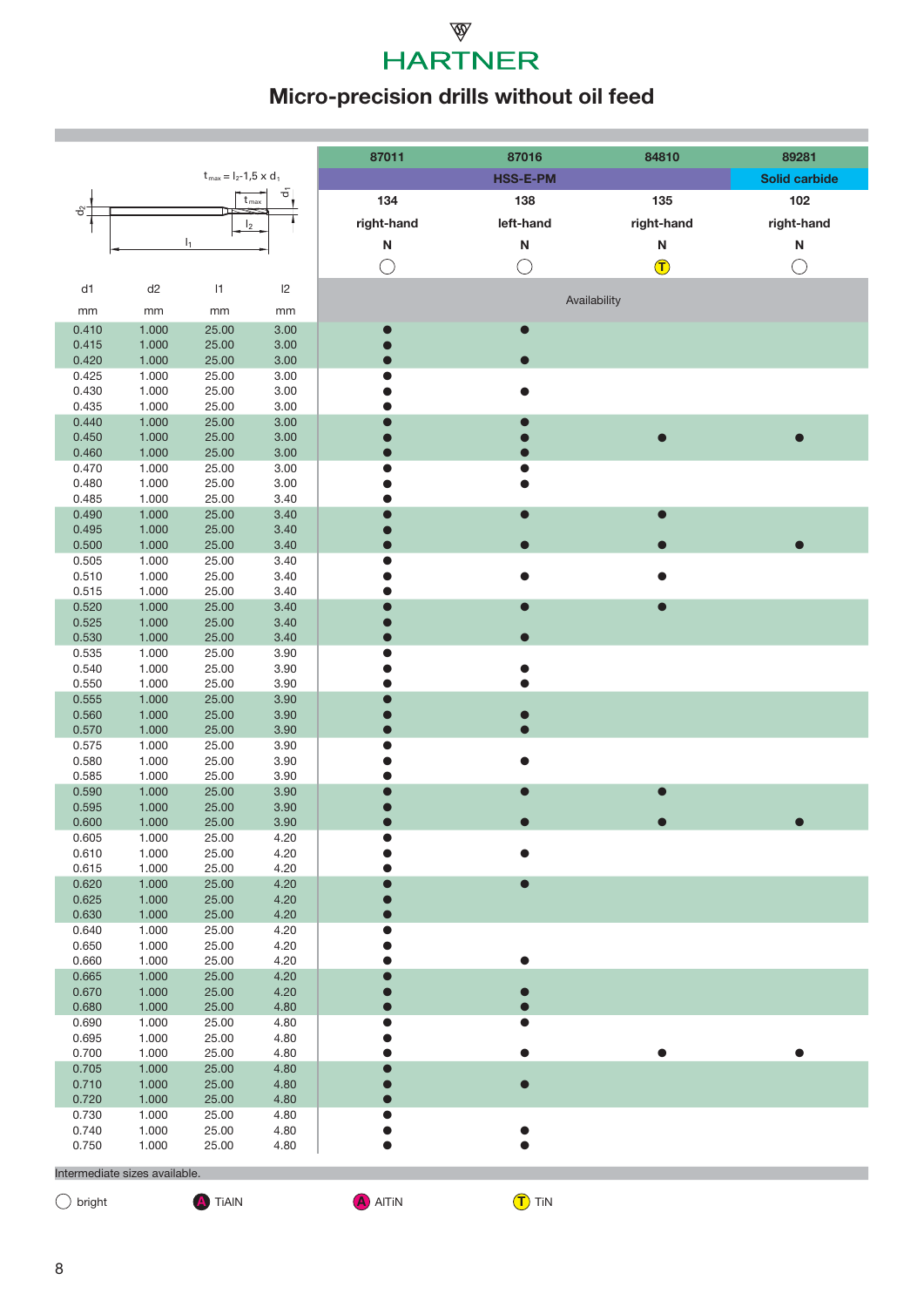# Micro-precision drills without oil feed

$t_{max} = l_2 - 1{,}5 \times d_1$

| d1 | d2 | l1 | l2 | 87011 | 87016 | 84810 | 89281 |
|---|---|---|---|---|---|---|---|
| | | | | HSS-E-PM | | | Solid carbide |
| | | | | 134 | 138 | 135 | 102 |
| | | | | right-hand | left-hand | right-hand | right-hand |
| | | | | N | N | N | N |
| | | | | ○ | ○ | (T) | ○ |
| mm | mm | mm | mm | Availability | | | |
| 0.410 | 1.000 | 25.00 | 3.00 | ● | ● | | |
| 0.415 | 1.000 | 25.00 | 3.00 | ● | | | |
| 0.420 | 1.000 | 25.00 | 3.00 | ● | ● | | |
| 0.425 | 1.000 | 25.00 | 3.00 | ● | | | |
| 0.430 | 1.000 | 25.00 | 3.00 | ● | ● | | |
| 0.435 | 1.000 | 25.00 | 3.00 | ● | | | |
| 0.440 | 1.000 | 25.00 | 3.00 | ● | ● | | |
| 0.450 | 1.000 | 25.00 | 3.00 | ● | ● | ● | ● |
| 0.460 | 1.000 | 25.00 | 3.00 | ● | ● | | |
| 0.470 | 1.000 | 25.00 | 3.00 | ● | ● | | |
| 0.480 | 1.000 | 25.00 | 3.00 | ● | ● | | |
| 0.485 | 1.000 | 25.00 | 3.40 | ● | | | |
| 0.490 | 1.000 | 25.00 | 3.40 | ● | ● | ● | |
| 0.495 | 1.000 | 25.00 | 3.40 | ● | | | |
| 0.500 | 1.000 | 25.00 | 3.40 | ● | ● | ● | ● |
| 0.505 | 1.000 | 25.00 | 3.40 | ● | | | |
| 0.510 | 1.000 | 25.00 | 3.40 | ● | ● | ● | |
| 0.515 | 1.000 | 25.00 | 3.40 | ● | | | |
| 0.520 | 1.000 | 25.00 | 3.40 | ● | ● | ● | |
| 0.525 | 1.000 | 25.00 | 3.40 | ● | | | |
| 0.530 | 1.000 | 25.00 | 3.40 | ● | ● | | |
| 0.535 | 1.000 | 25.00 | 3.90 | ● | | | |
| 0.540 | 1.000 | 25.00 | 3.90 | ● | ● | | |
| 0.550 | 1.000 | 25.00 | 3.90 | ● | ● | | |
| 0.555 | 1.000 | 25.00 | 3.90 | ● | | | |
| 0.560 | 1.000 | 25.00 | 3.90 | ● | ● | | |
| 0.570 | 1.000 | 25.00 | 3.90 | ● | ● | | |
| 0.575 | 1.000 | 25.00 | 3.90 | ● | | | |
| 0.580 | 1.000 | 25.00 | 3.90 | ● | ● | | |
| 0.585 | 1.000 | 25.00 | 3.90 | ● | | | |
| 0.590 | 1.000 | 25.00 | 3.90 | ● | ● | ● | |
| 0.595 | 1.000 | 25.00 | 3.90 | ● | | | |
| 0.600 | 1.000 | 25.00 | 3.90 | ● | ● | ● | ● |
| 0.605 | 1.000 | 25.00 | 4.20 | ● | | | |
| 0.610 | 1.000 | 25.00 | 4.20 | ● | ● | | |
| 0.615 | 1.000 | 25.00 | 4.20 | ● | | | |
| 0.620 | 1.000 | 25.00 | 4.20 | ● | ● | | |
| 0.625 | 1.000 | 25.00 | 4.20 | ● | | | |
| 0.630 | 1.000 | 25.00 | 4.20 | ● | | | |
| 0.640 | 1.000 | 25.00 | 4.20 | ● | | | |
| 0.650 | 1.000 | 25.00 | 4.20 | ● | | | |
| 0.660 | 1.000 | 25.00 | 4.20 | ● | ● | | |
| 0.665 | 1.000 | 25.00 | 4.20 | ● | | | |
| 0.670 | 1.000 | 25.00 | 4.20 | ● | ● | | |
| 0.680 | 1.000 | 25.00 | 4.80 | ● | ● | | |
| 0.690 | 1.000 | 25.00 | 4.80 | ● | ● | | |
| 0.695 | 1.000 | 25.00 | 4.80 | ● | | | |
| 0.700 | 1.000 | 25.00 | 4.80 | ● | ● | ● | ● |
| 0.705 | 1.000 | 25.00 | 4.80 | ● | | | |
| 0.710 | 1.000 | 25.00 | 4.80 | ● | ● | | |
| 0.720 | 1.000 | 25.00 | 4.80 | ● | | | |
| 0.730 | 1.000 | 25.00 | 4.80 | ● | | | |
| 0.740 | 1.000 | 25.00 | 4.80 | ● | ● | | |
| 0.750 | 1.000 | 25.00 | 4.80 | ● | ● | | |

Intermediate sizes available.

○ bright (A) TiAlN (A) AlTiN (T) TiN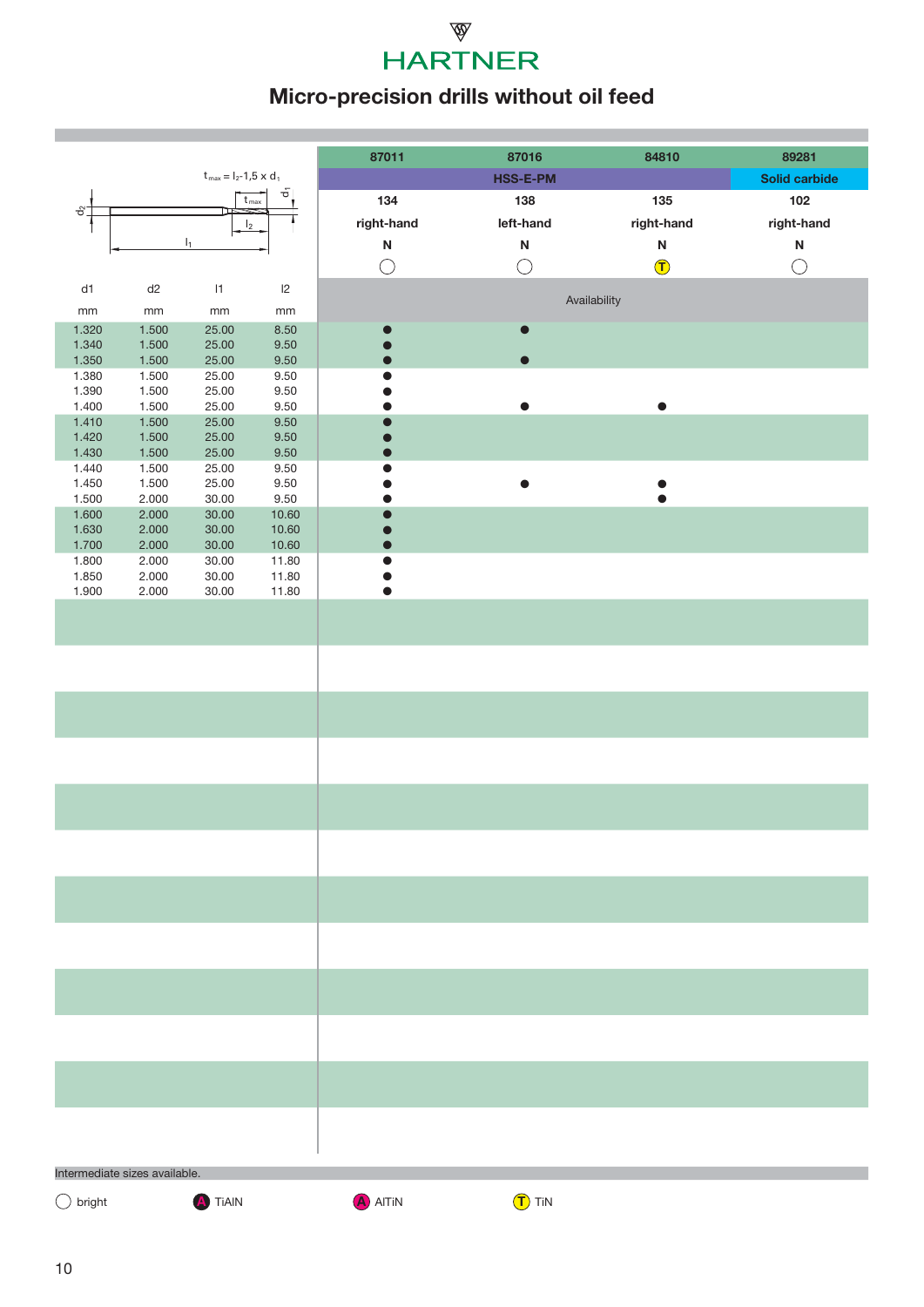HARTNER

# Micro-precision drills without oil feed

$t_{max} = l_2 - 1{,}5 \times d_1$

| d1 | d2 | l1 | l2 | 87011 | 87016 | 84810 | 89281 |
|---|---|---|---|---|---|---|---|
| | | | | HSS-E-PM | | | Solid carbide |
| | | | | 134 | 138 | 135 | 102 |
| | | | | right-hand | left-hand | right-hand | right-hand |
| | | | | N | N | N | N |
| | | | | ◯ | ◯ | Ⓣ | ◯ |
| mm | mm | mm | mm | Availability | | | |
| 1.320 | 1.500 | 25.00 | 8.50 | ● | ● | | |
| 1.340 | 1.500 | 25.00 | 9.50 | ● | | | |
| 1.350 | 1.500 | 25.00 | 9.50 | ● | ● | | |
| 1.380 | 1.500 | 25.00 | 9.50 | ● | | | |
| 1.390 | 1.500 | 25.00 | 9.50 | ● | | | |
| 1.400 | 1.500 | 25.00 | 9.50 | ● | ● | ● | |
| 1.410 | 1.500 | 25.00 | 9.50 | ● | | | |
| 1.420 | 1.500 | 25.00 | 9.50 | ● | | | |
| 1.430 | 1.500 | 25.00 | 9.50 | ● | | | |
| 1.440 | 1.500 | 25.00 | 9.50 | ● | | | |
| 1.450 | 1.500 | 25.00 | 9.50 | ● | ● | ● | |
| 1.500 | 2.000 | 30.00 | 9.50 | ● | | ● | |
| 1.600 | 2.000 | 30.00 | 10.60 | ● | | | |
| 1.630 | 2.000 | 30.00 | 10.60 | ● | | | |
| 1.700 | 2.000 | 30.00 | 10.60 | ● | | | |
| 1.800 | 2.000 | 30.00 | 11.80 | ● | | | |
| 1.850 | 2.000 | 30.00 | 11.80 | ● | | | |
| 1.900 | 2.000 | 30.00 | 11.80 | ● | | | |

Intermediate sizes available.

◯ bright  Ⓐ TiAlN  Ⓐ AlTiN  Ⓣ TiN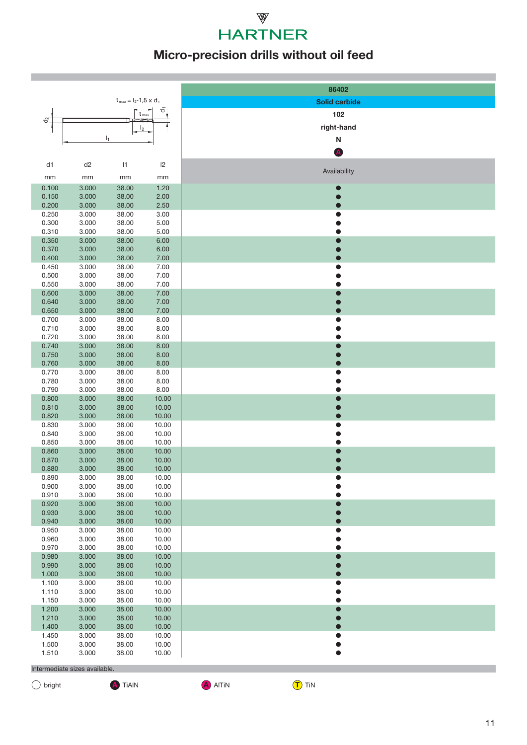HARTNER

# Micro-precision drills without oil feed

$t_{max} = l_2 - 1{,}5 \times d_1$

| d1 | d2 | l1 | l2 | 86402 |
|---|---|---|---|---|
| | | | | Solid carbide |
| | | | | 102 |
| | | | | right-hand |
| | | | | N |
| | | | | A |
| mm | mm | mm | mm | Availability |
| 0.100 | 3.000 | 38.00 | 1.20 | ● |
| 0.150 | 3.000 | 38.00 | 2.00 | ● |
| 0.200 | 3.000 | 38.00 | 2.50 | ● |
| 0.250 | 3.000 | 38.00 | 3.00 | ● |
| 0.300 | 3.000 | 38.00 | 5.00 | ● |
| 0.310 | 3.000 | 38.00 | 5.00 | ● |
| 0.350 | 3.000 | 38.00 | 6.00 | ● |
| 0.370 | 3.000 | 38.00 | 6.00 | ● |
| 0.400 | 3.000 | 38.00 | 7.00 | ● |
| 0.450 | 3.000 | 38.00 | 7.00 | ● |
| 0.500 | 3.000 | 38.00 | 7.00 | ● |
| 0.550 | 3.000 | 38.00 | 7.00 | ● |
| 0.600 | 3.000 | 38.00 | 7.00 | ● |
| 0.640 | 3.000 | 38.00 | 7.00 | ● |
| 0.650 | 3.000 | 38.00 | 7.00 | ● |
| 0.700 | 3.000 | 38.00 | 8.00 | ● |
| 0.710 | 3.000 | 38.00 | 8.00 | ● |
| 0.720 | 3.000 | 38.00 | 8.00 | ● |
| 0.740 | 3.000 | 38.00 | 8.00 | ● |
| 0.750 | 3.000 | 38.00 | 8.00 | ● |
| 0.760 | 3.000 | 38.00 | 8.00 | ● |
| 0.770 | 3.000 | 38.00 | 8.00 | ● |
| 0.780 | 3.000 | 38.00 | 8.00 | ● |
| 0.790 | 3.000 | 38.00 | 8.00 | ● |
| 0.800 | 3.000 | 38.00 | 10.00 | ● |
| 0.810 | 3.000 | 38.00 | 10.00 | ● |
| 0.820 | 3.000 | 38.00 | 10.00 | ● |
| 0.830 | 3.000 | 38.00 | 10.00 | ● |
| 0.840 | 3.000 | 38.00 | 10.00 | ● |
| 0.850 | 3.000 | 38.00 | 10.00 | ● |
| 0.860 | 3.000 | 38.00 | 10.00 | ● |
| 0.870 | 3.000 | 38.00 | 10.00 | ● |
| 0.880 | 3.000 | 38.00 | 10.00 | ● |
| 0.890 | 3.000 | 38.00 | 10.00 | ● |
| 0.900 | 3.000 | 38.00 | 10.00 | ● |
| 0.910 | 3.000 | 38.00 | 10.00 | ● |
| 0.920 | 3.000 | 38.00 | 10.00 | ● |
| 0.930 | 3.000 | 38.00 | 10.00 | ● |
| 0.940 | 3.000 | 38.00 | 10.00 | ● |
| 0.950 | 3.000 | 38.00 | 10.00 | ● |
| 0.960 | 3.000 | 38.00 | 10.00 | ● |
| 0.970 | 3.000 | 38.00 | 10.00 | ● |
| 0.980 | 3.000 | 38.00 | 10.00 | ● |
| 0.990 | 3.000 | 38.00 | 10.00 | ● |
| 1.000 | 3.000 | 38.00 | 10.00 | ● |
| 1.100 | 3.000 | 38.00 | 10.00 | ● |
| 1.110 | 3.000 | 38.00 | 10.00 | ● |
| 1.150 | 3.000 | 38.00 | 10.00 | ● |
| 1.200 | 3.000 | 38.00 | 10.00 | ● |
| 1.210 | 3.000 | 38.00 | 10.00 | ● |
| 1.400 | 3.000 | 38.00 | 10.00 | ● |
| 1.450 | 3.000 | 38.00 | 10.00 | ● |
| 1.500 | 3.000 | 38.00 | 10.00 | ● |
| 1.510 | 3.000 | 38.00 | 10.00 | ● |

Intermediate sizes available.

○ bright  Ⓐ TiAlN  Ⓐ AlTiN  Ⓣ TiN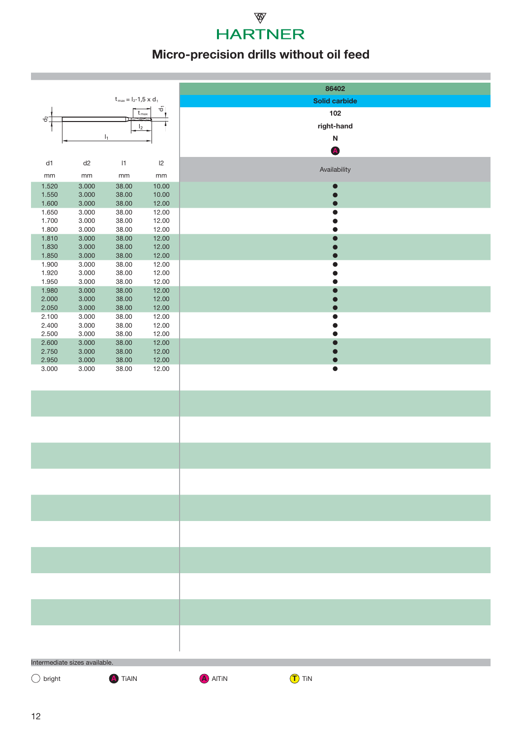# HARTNER

## Micro-precision drills without oil feed

$t_{max} = l_2 - 1{,}5 \times d_1$

| | | | | 86402 |
|---|---|---|---|---|
| | | | | Solid carbide |
| | | | | 102 |
| | | | | right-hand |
| | | | | N |
| | | | | A |
| d1 | d2 | l1 | l2 | Availability |
| mm | mm | mm | mm | |
| 1.520 | 3.000 | 38.00 | 10.00 | ● |
| 1.550 | 3.000 | 38.00 | 10.00 | ● |
| 1.600 | 3.000 | 38.00 | 12.00 | ● |
| 1.650 | 3.000 | 38.00 | 12.00 | ● |
| 1.700 | 3.000 | 38.00 | 12.00 | ● |
| 1.800 | 3.000 | 38.00 | 12.00 | ● |
| 1.810 | 3.000 | 38.00 | 12.00 | ● |
| 1.830 | 3.000 | 38.00 | 12.00 | ● |
| 1.850 | 3.000 | 38.00 | 12.00 | ● |
| 1.900 | 3.000 | 38.00 | 12.00 | ● |
| 1.920 | 3.000 | 38.00 | 12.00 | ● |
| 1.950 | 3.000 | 38.00 | 12.00 | ● |
| 1.980 | 3.000 | 38.00 | 12.00 | ● |
| 2.000 | 3.000 | 38.00 | 12.00 | ● |
| 2.050 | 3.000 | 38.00 | 12.00 | ● |
| 2.100 | 3.000 | 38.00 | 12.00 | ● |
| 2.400 | 3.000 | 38.00 | 12.00 | ● |
| 2.500 | 3.000 | 38.00 | 12.00 | ● |
| 2.600 | 3.000 | 38.00 | 12.00 | ● |
| 2.750 | 3.000 | 38.00 | 12.00 | ● |
| 2.950 | 3.000 | 38.00 | 12.00 | ● |
| 3.000 | 3.000 | 38.00 | 12.00 | ● |

Intermediate sizes available.

○ bright   (A) TiAlN   (A) AlTiN   (T) TiN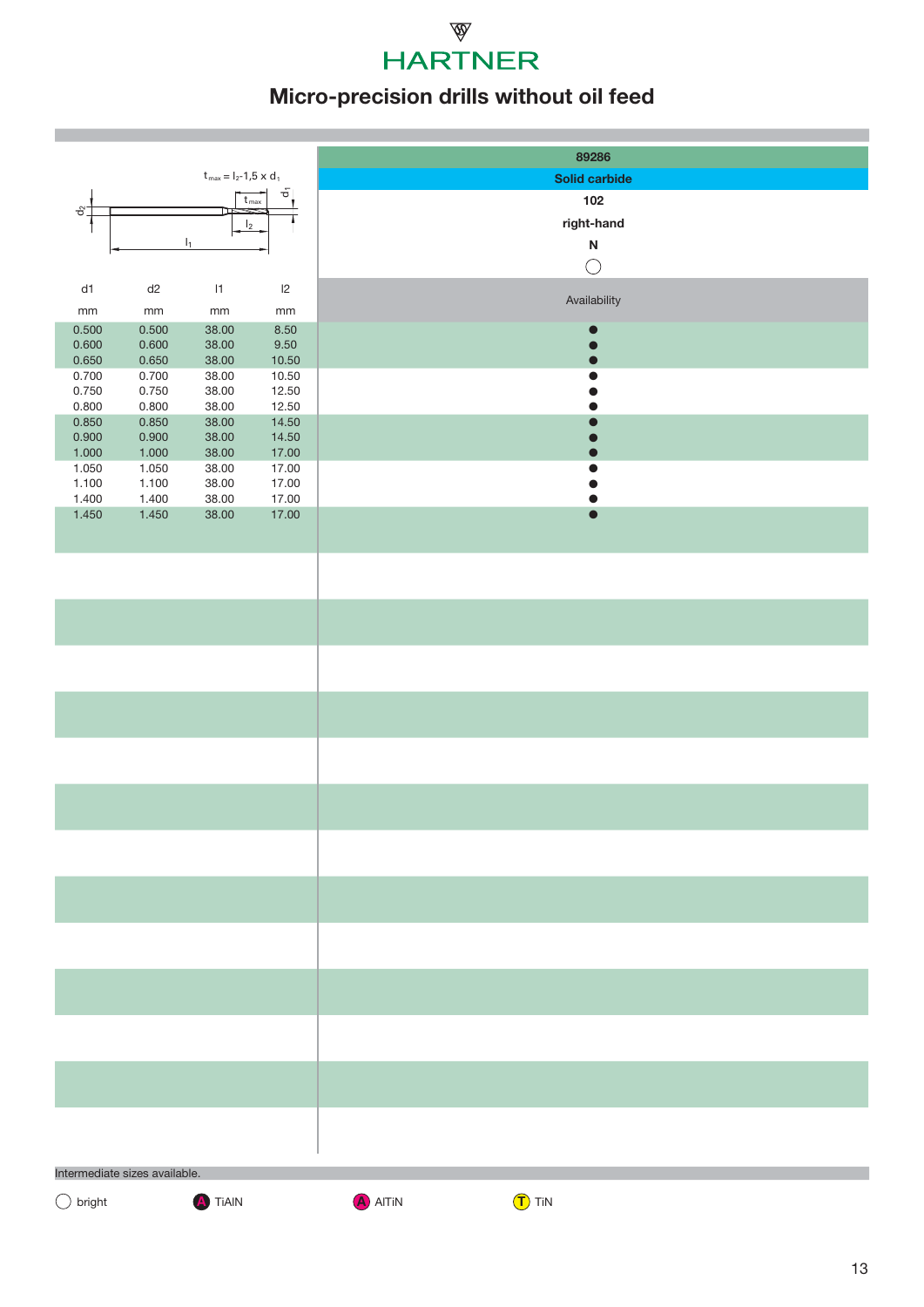HARTNER

# Micro-precision drills without oil feed

$t_{max} = l_2 - 1{,}5 \times d_1$

| d1 | d2 | l1 | l2 | 89286 |
|---|---|---|---|---|
| | | | | Solid carbide |
| | | | | 102 |
| | | | | right-hand |
| | | | | N |
| | | | | ◯ |
| mm | mm | mm | mm | Availability |
| 0.500 | 0.500 | 38.00 | 8.50 | ● |
| 0.600 | 0.600 | 38.00 | 9.50 | ● |
| 0.650 | 0.650 | 38.00 | 10.50 | ● |
| 0.700 | 0.700 | 38.00 | 10.50 | ● |
| 0.750 | 0.750 | 38.00 | 12.50 | ● |
| 0.800 | 0.800 | 38.00 | 12.50 | ● |
| 0.850 | 0.850 | 38.00 | 14.50 | ● |
| 0.900 | 0.900 | 38.00 | 14.50 | ● |
| 1.000 | 1.000 | 38.00 | 17.00 | ● |
| 1.050 | 1.050 | 38.00 | 17.00 | ● |
| 1.100 | 1.100 | 38.00 | 17.00 | ● |
| 1.400 | 1.400 | 38.00 | 17.00 | ● |
| 1.450 | 1.450 | 38.00 | 17.00 | ● |

Intermediate sizes available.

◯ bright   Ⓐ TiAlN   Ⓐ AlTiN   Ⓣ TiN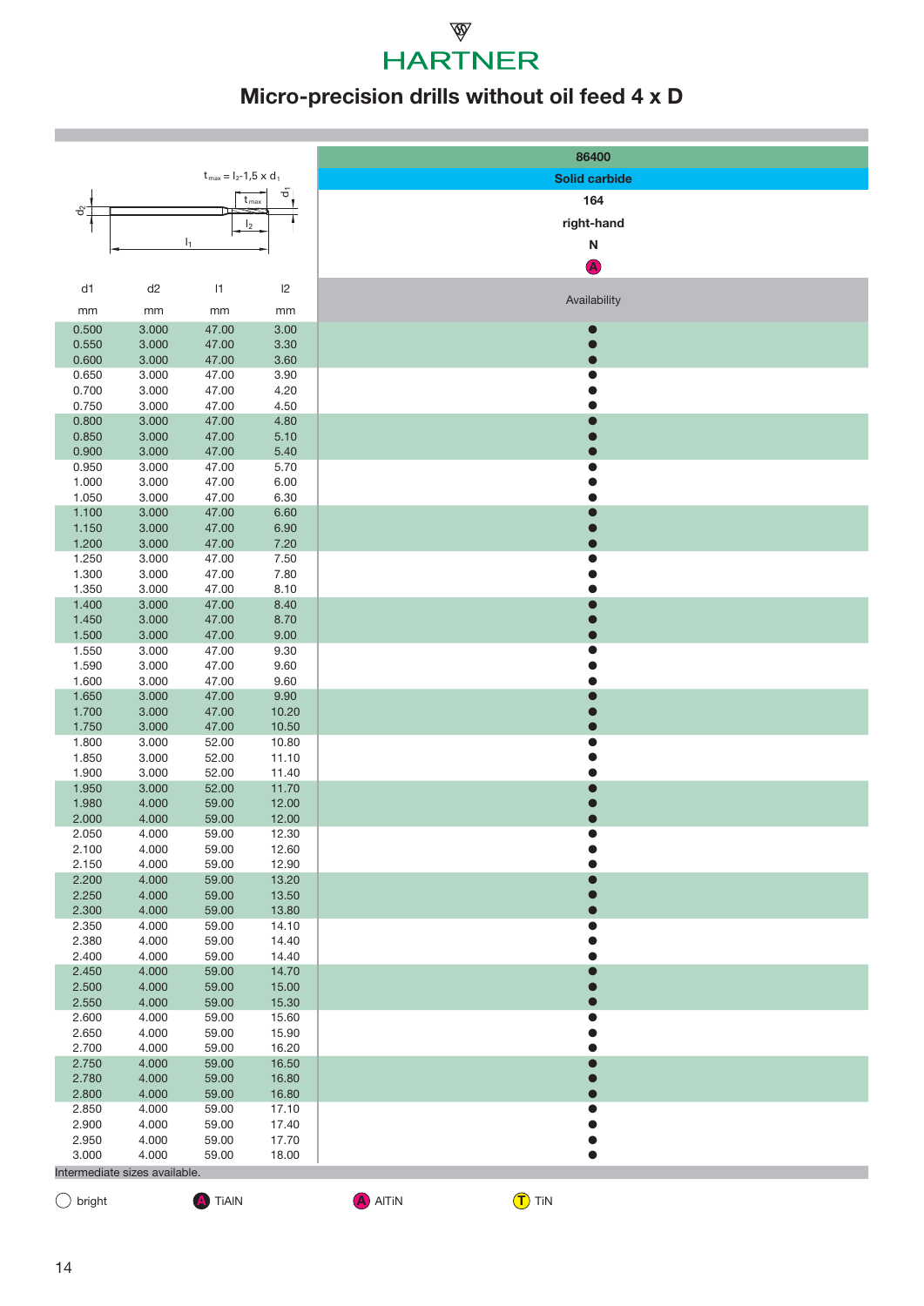HARTNER

# Micro-precision drills without oil feed 4 x D

$t_{max} = l_2 - 1,5 \times d_1$

| d1 | d2 | l1 | l2 | 86400 |
|---|---|---|---|---|
| | | | | Solid carbide |
| | | | | 164 |
| | | | | right-hand |
| | | | | N |
| | | | | A |
| mm | mm | mm | mm | Availability |
| 0.500 | 3.000 | 47.00 | 3.00 | ● |
| 0.550 | 3.000 | 47.00 | 3.30 | ● |
| 0.600 | 3.000 | 47.00 | 3.60 | ● |
| 0.650 | 3.000 | 47.00 | 3.90 | ● |
| 0.700 | 3.000 | 47.00 | 4.20 | ● |
| 0.750 | 3.000 | 47.00 | 4.50 | ● |
| 0.800 | 3.000 | 47.00 | 4.80 | ● |
| 0.850 | 3.000 | 47.00 | 5.10 | ● |
| 0.900 | 3.000 | 47.00 | 5.40 | ● |
| 0.950 | 3.000 | 47.00 | 5.70 | ● |
| 1.000 | 3.000 | 47.00 | 6.00 | ● |
| 1.050 | 3.000 | 47.00 | 6.30 | ● |
| 1.100 | 3.000 | 47.00 | 6.60 | ● |
| 1.150 | 3.000 | 47.00 | 6.90 | ● |
| 1.200 | 3.000 | 47.00 | 7.20 | ● |
| 1.250 | 3.000 | 47.00 | 7.50 | ● |
| 1.300 | 3.000 | 47.00 | 7.80 | ● |
| 1.350 | 3.000 | 47.00 | 8.10 | ● |
| 1.400 | 3.000 | 47.00 | 8.40 | ● |
| 1.450 | 3.000 | 47.00 | 8.70 | ● |
| 1.500 | 3.000 | 47.00 | 9.00 | ● |
| 1.550 | 3.000 | 47.00 | 9.30 | ● |
| 1.590 | 3.000 | 47.00 | 9.60 | ● |
| 1.600 | 3.000 | 47.00 | 9.60 | ● |
| 1.650 | 3.000 | 47.00 | 9.90 | ● |
| 1.700 | 3.000 | 47.00 | 10.20 | ● |
| 1.750 | 3.000 | 47.00 | 10.50 | ● |
| 1.800 | 3.000 | 52.00 | 10.80 | ● |
| 1.850 | 3.000 | 52.00 | 11.10 | ● |
| 1.900 | 3.000 | 52.00 | 11.40 | ● |
| 1.950 | 3.000 | 52.00 | 11.70 | ● |
| 1.980 | 4.000 | 59.00 | 12.00 | ● |
| 2.000 | 4.000 | 59.00 | 12.00 | ● |
| 2.050 | 4.000 | 59.00 | 12.30 | ● |
| 2.100 | 4.000 | 59.00 | 12.60 | ● |
| 2.150 | 4.000 | 59.00 | 12.90 | ● |
| 2.200 | 4.000 | 59.00 | 13.20 | ● |
| 2.250 | 4.000 | 59.00 | 13.50 | ● |
| 2.300 | 4.000 | 59.00 | 13.80 | ● |
| 2.350 | 4.000 | 59.00 | 14.10 | ● |
| 2.380 | 4.000 | 59.00 | 14.40 | ● |
| 2.400 | 4.000 | 59.00 | 14.40 | ● |
| 2.450 | 4.000 | 59.00 | 14.70 | ● |
| 2.500 | 4.000 | 59.00 | 15.00 | ● |
| 2.550 | 4.000 | 59.00 | 15.30 | ● |
| 2.600 | 4.000 | 59.00 | 15.60 | ● |
| 2.650 | 4.000 | 59.00 | 15.90 | ● |
| 2.700 | 4.000 | 59.00 | 16.20 | ● |
| 2.750 | 4.000 | 59.00 | 16.50 | ● |
| 2.780 | 4.000 | 59.00 | 16.80 | ● |
| 2.800 | 4.000 | 59.00 | 16.80 | ● |
| 2.850 | 4.000 | 59.00 | 17.10 | ● |
| 2.900 | 4.000 | 59.00 | 17.40 | ● |
| 2.950 | 4.000 | 59.00 | 17.70 | ● |
| 3.000 | 4.000 | 59.00 | 18.00 | ● |

Intermediate sizes available.

○ bright &nbsp;&nbsp; A TiAlN &nbsp;&nbsp; A AlTiN &nbsp;&nbsp; T TiN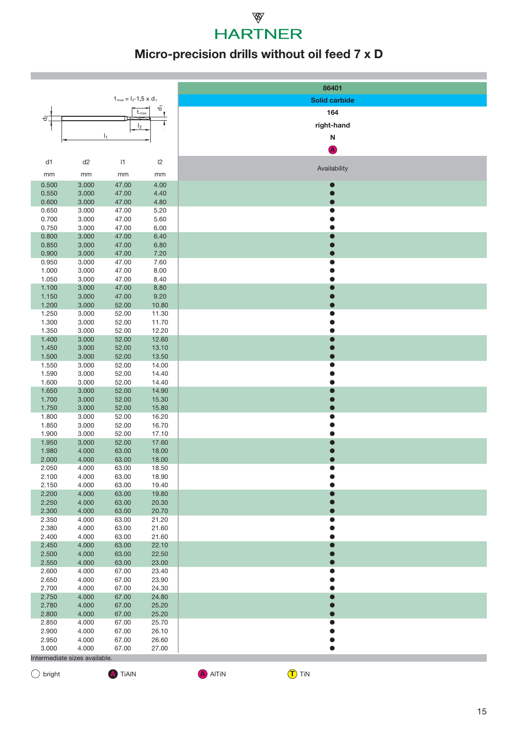HARTNER

# Micro-precision drills without oil feed 7 x D

$t_{max} = l_2 - 1{,}5 \times d_1$

| d1 | d2 | l1 | l2 | 86401 |
|---|---|---|---|---|
| | | | | Solid carbide |
| | | | | 164 |
| | | | | right-hand |
| | | | | N |
| | | | | A |
| mm | mm | mm | mm | Availability |
| 0.500 | 3.000 | 47.00 | 4.00 | ● |
| 0.550 | 3.000 | 47.00 | 4.40 | ● |
| 0.600 | 3.000 | 47.00 | 4.80 | ● |
| 0.650 | 3.000 | 47.00 | 5.20 | ● |
| 0.700 | 3.000 | 47.00 | 5.60 | ● |
| 0.750 | 3.000 | 47.00 | 6.00 | ● |
| 0.800 | 3.000 | 47.00 | 6.40 | ● |
| 0.850 | 3.000 | 47.00 | 6.80 | ● |
| 0.900 | 3.000 | 47.00 | 7.20 | ● |
| 0.950 | 3.000 | 47.00 | 7.60 | ● |
| 1.000 | 3.000 | 47.00 | 8.00 | ● |
| 1.050 | 3.000 | 47.00 | 8.40 | ● |
| 1.100 | 3.000 | 47.00 | 8.80 | ● |
| 1.150 | 3.000 | 47.00 | 9.20 | ● |
| 1.200 | 3.000 | 52.00 | 10.80 | ● |
| 1.250 | 3.000 | 52.00 | 11.30 | ● |
| 1.300 | 3.000 | 52.00 | 11.70 | ● |
| 1.350 | 3.000 | 52.00 | 12.20 | ● |
| 1.400 | 3.000 | 52.00 | 12.60 | ● |
| 1.450 | 3.000 | 52.00 | 13.10 | ● |
| 1.500 | 3.000 | 52.00 | 13.50 | ● |
| 1.550 | 3.000 | 52.00 | 14.00 | ● |
| 1.590 | 3.000 | 52.00 | 14.40 | ● |
| 1.600 | 3.000 | 52.00 | 14.40 | ● |
| 1.650 | 3.000 | 52.00 | 14.90 | ● |
| 1.700 | 3.000 | 52.00 | 15.30 | ● |
| 1.750 | 3.000 | 52.00 | 15.80 | ● |
| 1.800 | 3.000 | 52.00 | 16.20 | ● |
| 1.850 | 3.000 | 52.00 | 16.70 | ● |
| 1.900 | 3.000 | 52.00 | 17.10 | ● |
| 1.950 | 3.000 | 52.00 | 17.60 | ● |
| 1.980 | 4.000 | 63.00 | 18.00 | ● |
| 2.000 | 4.000 | 63.00 | 18.00 | ● |
| 2.050 | 4.000 | 63.00 | 18.50 | ● |
| 2.100 | 4.000 | 63.00 | 18.90 | ● |
| 2.150 | 4.000 | 63.00 | 19.40 | ● |
| 2.200 | 4.000 | 63.00 | 19.80 | ● |
| 2.250 | 4.000 | 63.00 | 20.30 | ● |
| 2.300 | 4.000 | 63.00 | 20.70 | ● |
| 2.350 | 4.000 | 63.00 | 21.20 | ● |
| 2.380 | 4.000 | 63.00 | 21.60 | ● |
| 2.400 | 4.000 | 63.00 | 21.60 | ● |
| 2.450 | 4.000 | 63.00 | 22.10 | ● |
| 2.500 | 4.000 | 63.00 | 22.50 | ● |
| 2.550 | 4.000 | 63.00 | 23.00 | ● |
| 2.600 | 4.000 | 67.00 | 23.40 | ● |
| 2.650 | 4.000 | 67.00 | 23.90 | ● |
| 2.700 | 4.000 | 67.00 | 24.30 | ● |
| 2.750 | 4.000 | 67.00 | 24.80 | ● |
| 2.780 | 4.000 | 67.00 | 25.20 | ● |
| 2.800 | 4.000 | 67.00 | 25.20 | ● |
| 2.850 | 4.000 | 67.00 | 25.70 | ● |
| 2.900 | 4.000 | 67.00 | 26.10 | ● |
| 2.950 | 4.000 | 67.00 | 26.60 | ● |
| 3.000 | 4.000 | 67.00 | 27.00 | ● |

Intermediate sizes available.

○ bright　　A TiAlN　　A AlTiN　　T TiN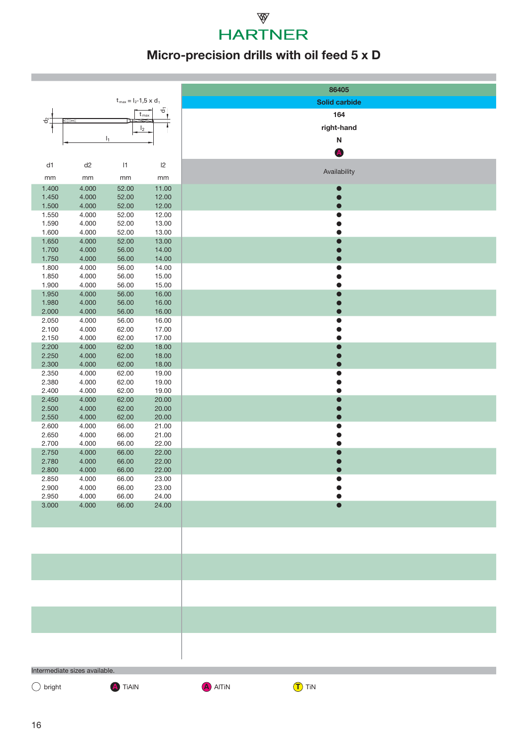HARTNER

# Micro-precision drills with oil feed 5 x D

$t_{max} = l_2$-1,5 x $d_1$

| d1 | d2 | l1 | l2 | 86405 |
|---|---|---|---|---|
| | | | | Solid carbide |
| | | | | 164 |
| | | | | right-hand |
| | | | | N |
| | | | | A |
| mm | mm | mm | mm | Availability |
| 1.400 | 4.000 | 52.00 | 11.00 | ● |
| 1.450 | 4.000 | 52.00 | 12.00 | ● |
| 1.500 | 4.000 | 52.00 | 12.00 | ● |
| 1.550 | 4.000 | 52.00 | 12.00 | ● |
| 1.590 | 4.000 | 52.00 | 13.00 | ● |
| 1.600 | 4.000 | 52.00 | 13.00 | ● |
| 1.650 | 4.000 | 52.00 | 13.00 | ● |
| 1.700 | 4.000 | 56.00 | 14.00 | ● |
| 1.750 | 4.000 | 56.00 | 14.00 | ● |
| 1.800 | 4.000 | 56.00 | 14.00 | ● |
| 1.850 | 4.000 | 56.00 | 15.00 | ● |
| 1.900 | 4.000 | 56.00 | 15.00 | ● |
| 1.950 | 4.000 | 56.00 | 16.00 | ● |
| 1.980 | 4.000 | 56.00 | 16.00 | ● |
| 2.000 | 4.000 | 56.00 | 16.00 | ● |
| 2.050 | 4.000 | 56.00 | 16.00 | ● |
| 2.100 | 4.000 | 62.00 | 17.00 | ● |
| 2.150 | 4.000 | 62.00 | 17.00 | ● |
| 2.200 | 4.000 | 62.00 | 18.00 | ● |
| 2.250 | 4.000 | 62.00 | 18.00 | ● |
| 2.300 | 4.000 | 62.00 | 18.00 | ● |
| 2.350 | 4.000 | 62.00 | 19.00 | ● |
| 2.380 | 4.000 | 62.00 | 19.00 | ● |
| 2.400 | 4.000 | 62.00 | 19.00 | ● |
| 2.450 | 4.000 | 62.00 | 20.00 | ● |
| 2.500 | 4.000 | 62.00 | 20.00 | ● |
| 2.550 | 4.000 | 62.00 | 20.00 | ● |
| 2.600 | 4.000 | 66.00 | 21.00 | ● |
| 2.650 | 4.000 | 66.00 | 21.00 | ● |
| 2.700 | 4.000 | 66.00 | 22.00 | ● |
| 2.750 | 4.000 | 66.00 | 22.00 | ● |
| 2.780 | 4.000 | 66.00 | 22.00 | ● |
| 2.800 | 4.000 | 66.00 | 22.00 | ● |
| 2.850 | 4.000 | 66.00 | 23.00 | ● |
| 2.900 | 4.000 | 66.00 | 23.00 | ● |
| 2.950 | 4.000 | 66.00 | 24.00 | ● |
| 3.000 | 4.000 | 66.00 | 24.00 | ● |

Intermediate sizes available.

○ bright | (A) TiAlN | (A) AlTiN | (T) TiN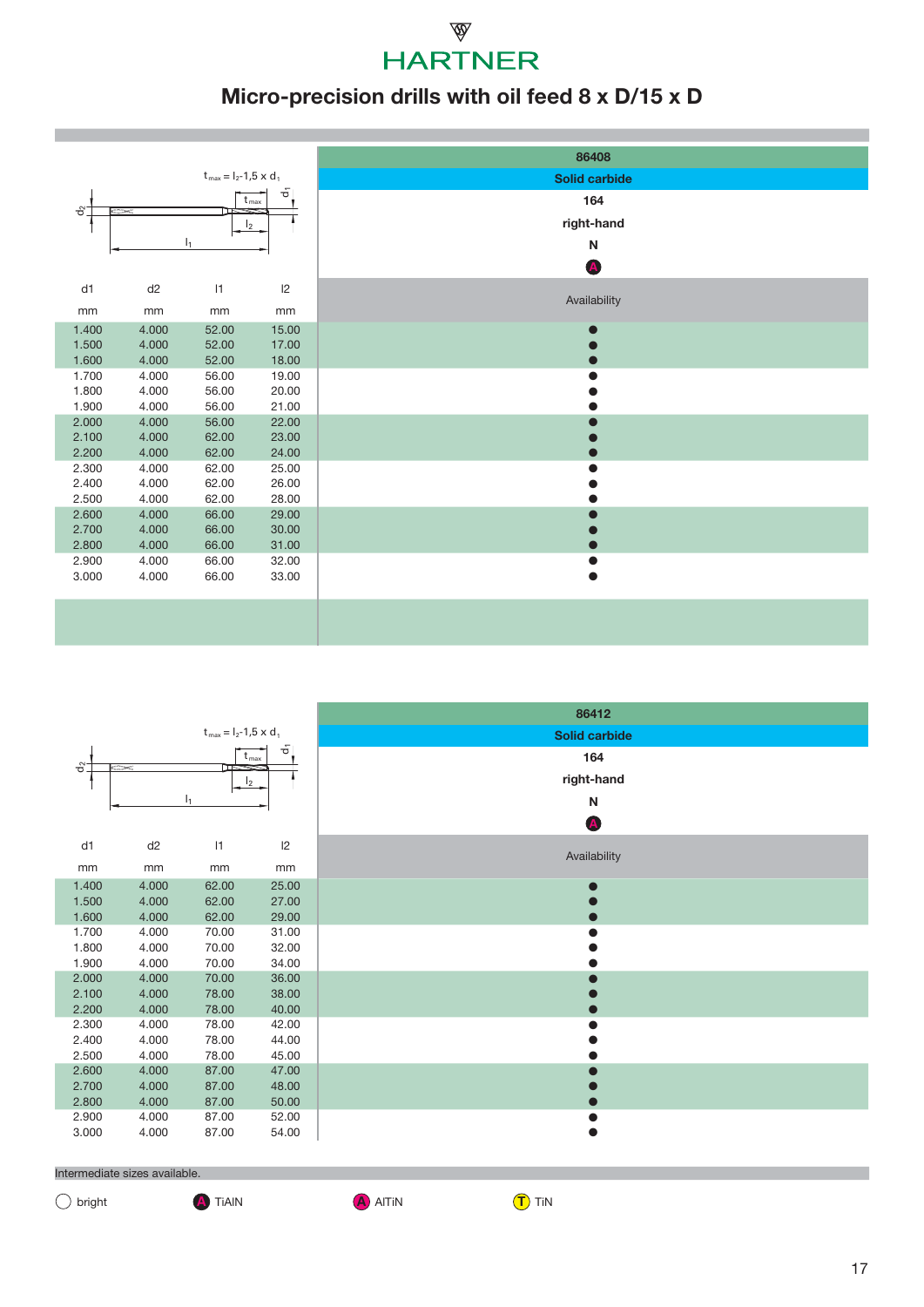# HARTNER

## Micro-precision drills with oil feed 8 x D/15 x D

$t_{max} = l_2 - 1{,}5 \times d_1$

| d1 | d2 | l1 | l2 | 86408 |
|---|---|---|---|---|
| | | | | Solid carbide |
| | | | | 164 |
| | | | | right-hand |
| | | | | N |
| | | | | A |
| mm | mm | mm | mm | Availability |
| 1.400 | 4.000 | 52.00 | 15.00 | ● |
| 1.500 | 4.000 | 52.00 | 17.00 | ● |
| 1.600 | 4.000 | 52.00 | 18.00 | ● |
| 1.700 | 4.000 | 56.00 | 19.00 | ● |
| 1.800 | 4.000 | 56.00 | 20.00 | ● |
| 1.900 | 4.000 | 56.00 | 21.00 | ● |
| 2.000 | 4.000 | 56.00 | 22.00 | ● |
| 2.100 | 4.000 | 62.00 | 23.00 | ● |
| 2.200 | 4.000 | 62.00 | 24.00 | ● |
| 2.300 | 4.000 | 62.00 | 25.00 | ● |
| 2.400 | 4.000 | 62.00 | 26.00 | ● |
| 2.500 | 4.000 | 62.00 | 28.00 | ● |
| 2.600 | 4.000 | 66.00 | 29.00 | ● |
| 2.700 | 4.000 | 66.00 | 30.00 | ● |
| 2.800 | 4.000 | 66.00 | 31.00 | ● |
| 2.900 | 4.000 | 66.00 | 32.00 | ● |
| 3.000 | 4.000 | 66.00 | 33.00 | ● |

$t_{max} = l_2 - 1{,}5 \times d_1$

| d1 | d2 | l1 | l2 | 86412 |
|---|---|---|---|---|
| | | | | Solid carbide |
| | | | | 164 |
| | | | | right-hand |
| | | | | N |
| | | | | A |
| mm | mm | mm | mm | Availability |
| 1.400 | 4.000 | 62.00 | 25.00 | ● |
| 1.500 | 4.000 | 62.00 | 27.00 | ● |
| 1.600 | 4.000 | 62.00 | 29.00 | ● |
| 1.700 | 4.000 | 70.00 | 31.00 | ● |
| 1.800 | 4.000 | 70.00 | 32.00 | ● |
| 1.900 | 4.000 | 70.00 | 34.00 | ● |
| 2.000 | 4.000 | 70.00 | 36.00 | ● |
| 2.100 | 4.000 | 78.00 | 38.00 | ● |
| 2.200 | 4.000 | 78.00 | 40.00 | ● |
| 2.300 | 4.000 | 78.00 | 42.00 | ● |
| 2.400 | 4.000 | 78.00 | 44.00 | ● |
| 2.500 | 4.000 | 78.00 | 45.00 | ● |
| 2.600 | 4.000 | 87.00 | 47.00 | ● |
| 2.700 | 4.000 | 87.00 | 48.00 | ● |
| 2.800 | 4.000 | 87.00 | 50.00 | ● |
| 2.900 | 4.000 | 87.00 | 52.00 | ● |
| 3.000 | 4.000 | 87.00 | 54.00 | ● |

Intermediate sizes available.

○ bright　　A TiAlN　　A AlTiN　　T TiN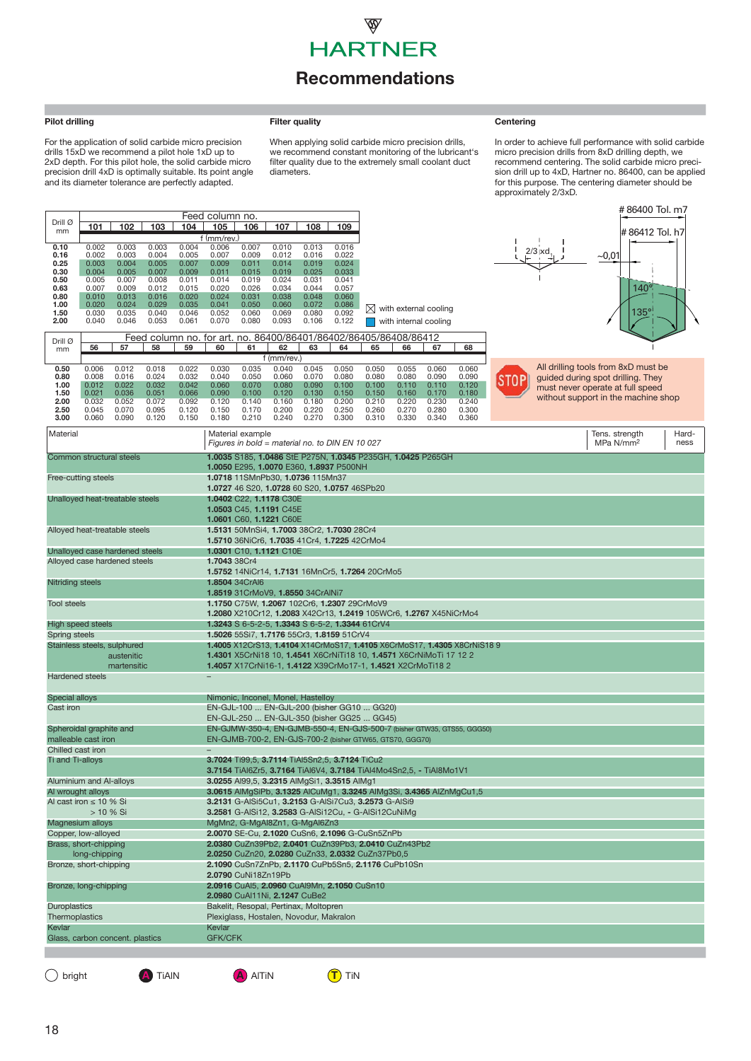# HARTNER

## Recommendations

### Pilot drilling

For the application of solid carbide micro precision drills 15xD we recommend a pilot hole 1xD up to 2xD depth. For this pilot hole, the solid carbide micro precision drill 4xD is optimally suitable. Its point angle and its diameter tolerance are perfectly adapted.

### Filter quality

When applying solid carbide micro precision drills, we recommend constant monitoring of the lubricant's filter quality due to the extremely small coolant duct diameters.

### Centering

In order to achieve full performance with solid carbide micro precision drills from 8xD drilling depth, we recommend centering. The solid carbide micro precision drill up to 4xD, Hartner no. 86400, can be applied for this purpose. The centering diameter should be approximately 2/3xD.

| Drill Ø mm | Feed column no. | | | | | | | | |
|---|---|---|---|---|---|---|---|---|---|
| | 101 | 102 | 103 | 104 | 105 | 106 | 107 | 108 | 109 |
| | f (mm/rev.) | | | | | | | | |
| 0.10 | 0.002 | 0.003 | 0.003 | 0.004 | 0.006 | 0.007 | 0.010 | 0.013 | 0.016 |
| 0.16 | 0.002 | 0.003 | 0.004 | 0.005 | 0.007 | 0.009 | 0.012 | 0.016 | 0.022 |
| 0.25 | 0.003 | 0.004 | 0.005 | 0.007 | 0.009 | 0.011 | 0.014 | 0.019 | 0.024 |
| 0.30 | 0.004 | 0.005 | 0.007 | 0.009 | 0.011 | 0.015 | 0.019 | 0.025 | 0.033 |
| 0.50 | 0.005 | 0.007 | 0.008 | 0.011 | 0.014 | 0.019 | 0.024 | 0.031 | 0.041 |
| 0.63 | 0.007 | 0.009 | 0.012 | 0.015 | 0.020 | 0.026 | 0.034 | 0.044 | 0.057 |
| 0.80 | 0.010 | 0.013 | 0.016 | 0.020 | 0.024 | 0.031 | 0.038 | 0.048 | 0.060 |
| 1.00 | 0.020 | 0.024 | 0.029 | 0.035 | 0.041 | 0.050 | 0.060 | 0.072 | 0.086 |
| 1.50 | 0.030 | 0.035 | 0.040 | 0.046 | 0.052 | 0.060 | 0.069 | 0.080 | 0.092 |
| 2.00 | 0.040 | 0.046 | 0.053 | 0.061 | 0.070 | 0.080 | 0.093 | 0.106 | 0.122 |

☒ with external cooling
■ with internal cooling

| Drill Ø mm | Feed column no. for art. no. 86400/86401/86402/86405/86408/86412 | | | | | | | | | | | | |
|---|---|---|---|---|---|---|---|---|---|---|---|---|---|
| | 56 | 57 | 58 | 59 | 60 | 61 | 62 | 63 | 64 | 65 | 66 | 67 | 68 |
| | f (mm/rev.) | | | | | | | | | | | | |
| 0.50 | 0.006 | 0.012 | 0.018 | 0.022 | 0.030 | 0.035 | 0.040 | 0.045 | 0.050 | 0.050 | 0.055 | 0.060 | 0.060 |
| 0.80 | 0.008 | 0.016 | 0.024 | 0.032 | 0.040 | 0.050 | 0.060 | 0.070 | 0.080 | 0.080 | 0.080 | 0.090 | 0.090 |
| 1.00 | 0.012 | 0.022 | 0.032 | 0.042 | 0.060 | 0.070 | 0.080 | 0.090 | 0.100 | 0.100 | 0.110 | 0.110 | 0.120 |
| 1.50 | 0.021 | 0.036 | 0.051 | 0.066 | 0.090 | 0.100 | 0.120 | 0.130 | 0.150 | 0.150 | 0.160 | 0.170 | 0.180 |
| 2.00 | 0.032 | 0.052 | 0.072 | 0.092 | 0.120 | 0.140 | 0.160 | 0.180 | 0.200 | 0.210 | 0.220 | 0.230 | 0.240 |
| 2.50 | 0.045 | 0.070 | 0.095 | 0.120 | 0.150 | 0.170 | 0.200 | 0.220 | 0.250 | 0.260 | 0.270 | 0.280 | 0.300 |
| 3.00 | 0.060 | 0.090 | 0.120 | 0.150 | 0.180 | 0.210 | 0.240 | 0.270 | 0.300 | 0.310 | 0.330 | 0.340 | 0.360 |

# 86400 Tol. m7
# 86412 Tol. h7
2/3 xd
~0,01
140°
135°

**STOP** All drilling tools from 8xD must be guided during spot drilling. They must never operate at full speed without support in the machine shop

| Material | Material example *Figures in bold = material no. to DIN EN 10 027* | Tens. strength MPa N/mm² | Hardness |
|---|---|---|---|
| Common structural steels | **1.0035** S185, **1.0486** StE P275N, **1.0345** P235GH, **1.0425** P265GH **1.0050** E295, **1.0070** E360, **1.8937** P500NH | | |
| Free-cutting steels | **1.0718** 11SMnPb30, **1.0736** 115Mn37 **1.0727** 46 S20, **1.0728** 60 S20, **1.0757** 46SPb20 | | |
| Unalloyed heat-treatable steels | **1.0402** C22, **1.1178** C30E **1.0503** C45, **1.1191** C45E **1.0601** C60, **1.1221** C60E | | |
| Alloyed heat-treatable steels | **1.5131** 50MnSi4, **1.7003** 38Cr2, **1.7030** 28Cr4 **1.5710** 36NiCr6, **1.7035** 41Cr4, **1.7225** 42CrMo4 | | |
| Unalloyed case hardened steels | **1.0301** C10, **1.1121** C10E | | |
| Alloyed case hardened steels | **1.7043** 38Cr4 **1.5752** 14NiCr14, **1.7131** 16MnCr5, **1.7264** 20CrMo5 | | |
| Nitriding steels | **1.8504** 34CrAl6 **1.8519** 31CrMoV9, **1.8550** 34CrAlNi7 | | |
| Tool steels | **1.1750** C75W, **1.2067** 102Cr6, **1.2307** 29CrMoV9 **1.2080** X210Cr12, **1.2083** X42Cr13, **1.2419** 105WCr6, **1.2767** X45NiCrMo4 | | |
| High speed steels | **1.3243** S 6-5-2-5, **1.3343** S 6-5-2, **1.3344** 61CrV4 | | |
| Spring steels | **1.5026** 55Si7, **1.7176** 55Cr3, **1.8159** 51CrV4 | | |
| Stainless steels, sulphured | **1.4005** X12CrS13, **1.4104** X14CrMoS17, **1.4105** X6CrMoS17, **1.4305** X8CrNiS18 9 | | |
| austenitic | **1.4301** X5CrNi18 10, **1.4541** X6CrNiTi18 10, **1.4571** X6CrNiMoTi 17 12 2 | | |
| martensitic | **1.4057** X17CrNi16-1, **1.4122** X39CrMo17-1, **1.4521** X2CrMoTi18 2 | | |
| Hardened steels | – | | |
| Special alloys | Nimonic, Inconel, Monel, Hastelloy | | |
| Cast iron | EN-GJL-100 ... EN-GJL-200 (bisher GG10 ... GG20) EN-GJL-250 ... EN-GJL-350 (bisher GG25 ... GG45) | | |
| Spheroidal graphite and malleable cast iron | EN-GJMW-350-4, EN-GJMB-550-4, EN-GJS-500-7 (bisher GTW35, GTS55, GGG50) EN-GJMB-700-2, EN-GJS-700-2 (bisher GTW65, GTS70, GGG70) | | |
| Chilled cast iron | – | | |
| Ti and Ti-alloys | **3.7024** Ti99,5, **3.7114** TiAl5Sn2,5, **3.7124** TiCu2 **3.7154** TiAl6Zr5, **3.7164** TiAl6V4, **3.7184** TiAl4Mo4Sn2,5, - TiAl8Mo1V1 | | |
| Aluminium and Al-alloys | **3.0255** Al99,5, **3.2315** AlMgSi1, **3.3515** AlMg1 | | |
| Al wrought alloys | **3.0615** AlMgSiPb, **3.1325** AlCuMg1, **3.3245** AlMg3Si, **3.4365** AlZnMgCu1,5 | | |
| Al cast iron ≤ 10 % Si | **3.2131** G-AlSi5Cu1, **3.2153** G-AlSi7Cu3, **3.2573** G-AlSi9 | | |
| > 10 % Si | **3.2581** G-AlSi12, **3.2583** G-AlSi12Cu, - G-AlSi12CuNiMg | | |
| Magnesium alloys | MgMn2, G-MgAl8Zn1, G-MgAl6Zn3 | | |
| Copper, low-alloyed | **2.0070** SE-Cu, **2.1020** CuSn6, **2.1096** G-CuSn5ZnPb | | |
| Brass, short-chipping | **2.0380** CuZn39Pb2, **2.0401** CuZn39Pb3, **2.0410** CuZn43Pb2 | | |
| long-chipping | **2.0250** CuZn20, **2.0280** CuZn33, **2.0332** CuZn37Pb0,5 | | |
| Bronze, short-chipping | **2.1090** CuSn7ZnPb, **2.1170** CuPb5Sn5, **2.1176** CuPb10Sn **2.0790** CuNi18Zn19Pb | | |
| Bronze, long-chipping | **2.0916** CuAl5, **2.0960** CuAl9Mn, **2.1050** CuSn10 **2.0980** CuAl11Ni, **2.1247** CuBe2 | | |
| Duroplastics | Bakelit, Resopal, Pertinax, Moltopren | | |
| Thermoplastics | Plexiglass, Hostalen, Novodur, Makralon | | |
| Kevlar | Kevlar | | |
| Glass, carbon concent. plastics | GFK/CFK | | |

○ bright  Ⓐ TiAlN  Ⓐ AlTiN  Ⓣ TiN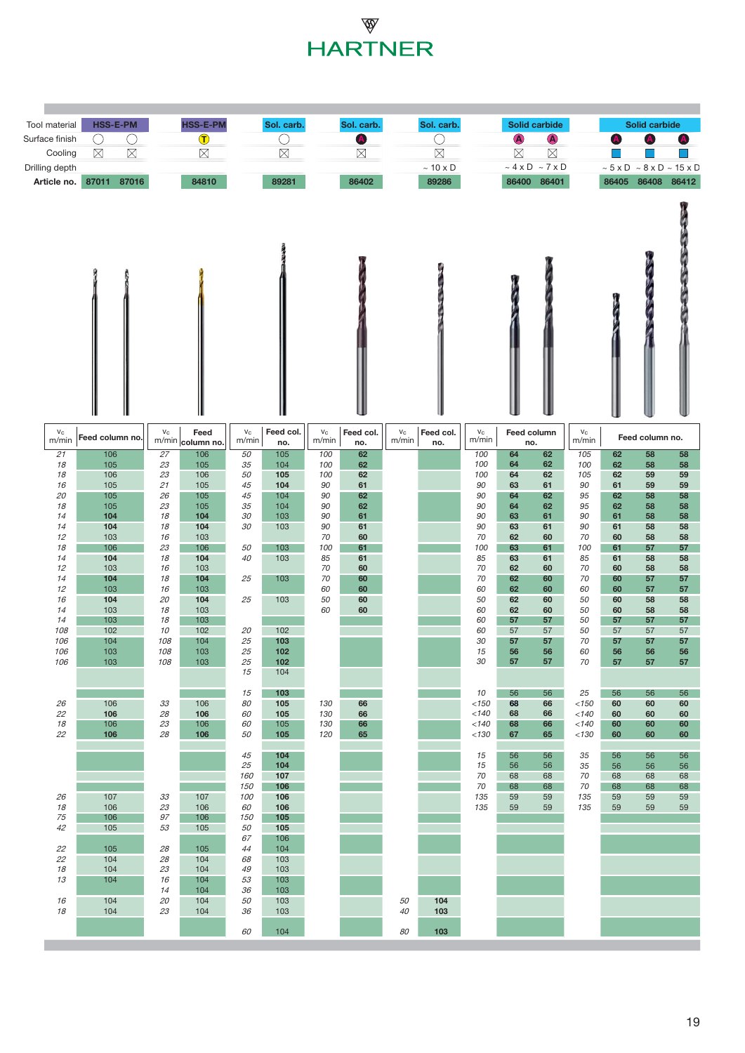# HARTNER

| | | | | | | | | | | | | | | | | | |
|---|---|---|---|---|---|---|---|---|---|---|---|---|---|---|---|---|---|
| Tool material | HSS-E-PM | | HSS-E-PM | | Sol. carb. | | Sol. carb. | | Sol. carb. | | Solid carbide | | | Solid carbide | | | |
| Surface finish | ○ | ○ | | Ⓣ | | ○ | | Ⓐ | | ○ | | Ⓐ | Ⓐ | | Ⓐ | Ⓐ | Ⓐ |
| Cooling | ⊠ | ⊠ | | ⊠ | | ⊠ | | ⊠ | | ⊠ | | ⊠ | ⊠ | | ■ | ■ | ■ |
| Drilling depth | | | | | | | | | | ~ 10 x D | | ~ 4 x D | ~ 7 x D | | ~ 5 x D | ~ 8 x D | ~ 15 x D |
| **Article no.** | 87011 | 87016 | | 84810 | | 89281 | | 86402 | | 89286 | | 86400 | 86401 | | 86405 | 86408 | 86412 |
| | vc m/min | Feed column no. | vc m/min | Feed column no. | vc m/min | Feed col. no. | vc m/min | Feed col. no. | vc m/min | Feed col. no. | vc m/min | Feed column no. | | vc m/min | Feed column no. | | |
| | 21 | 106 | 27 | 106 | 50 | 105 | 100 | 62 | | | 100 | 64 | 62 | 105 | 62 | 58 | 58 |
| | 18 | 105 | 23 | 105 | 35 | 104 | 100 | 62 | | | 100 | 64 | 62 | 100 | 62 | 58 | 58 |
| | 18 | 106 | 23 | 106 | 50 | 105 | 100 | 62 | | | 100 | 64 | 62 | 105 | 62 | 59 | 59 |
| | 16 | 105 | 21 | 105 | 45 | 104 | 90 | 61 | | | 90 | 63 | 61 | 90 | 61 | 59 | 59 |
| | 20 | 105 | 26 | 105 | 45 | 104 | 90 | 62 | | | 90 | 64 | 62 | 95 | 62 | 58 | 58 |
| | 18 | 105 | 23 | 105 | 35 | 104 | 90 | 62 | | | 90 | 64 | 62 | 95 | 62 | 58 | 58 |
| | 14 | 104 | 18 | 104 | 30 | 103 | 90 | 61 | | | 90 | 63 | 61 | 90 | 61 | 58 | 58 |
| | 14 | 104 | 18 | 104 | 30 | 103 | 90 | 61 | | | 90 | 63 | 61 | 90 | 61 | 58 | 58 |
| | 12 | 103 | 16 | 103 | | | 70 | 60 | | | 70 | 62 | 60 | 70 | 60 | 58 | 58 |
| | 18 | 106 | 23 | 106 | 50 | 103 | 100 | 61 | | | 100 | 63 | 61 | 100 | 61 | 57 | 57 |
| | 14 | 104 | 18 | 104 | 40 | 103 | 85 | 61 | | | 85 | 63 | 61 | 85 | 61 | 58 | 58 |
| | 12 | 103 | 16 | 103 | | | 70 | 60 | | | 70 | 62 | 60 | 70 | 60 | 58 | 58 |
| | 14 | 104 | 18 | 104 | 25 | 103 | 70 | 60 | | | 70 | 62 | 60 | 70 | 60 | 57 | 57 |
| | 12 | 103 | 16 | 103 | | | 60 | 60 | | | 60 | 62 | 60 | 60 | 60 | 57 | 57 |
| | 16 | 104 | 20 | 104 | 25 | 103 | 50 | 60 | | | 50 | 62 | 60 | 50 | 60 | 58 | 58 |
| | 14 | 103 | 18 | 103 | | | 60 | 60 | | | 60 | 62 | 60 | 50 | 60 | 58 | 58 |
| | 14 | 103 | 18 | 103 | | | | | | | 60 | 57 | 57 | 50 | 57 | 57 | 57 |
| | 108 | 102 | 10 | 102 | 20 | 102 | | | | | 60 | 57 | 57 | 50 | 57 | 57 | 57 |
| | 106 | 104 | 108 | 104 | 25 | 103 | | | | | 30 | 57 | 57 | 70 | 57 | 57 | 57 |
| | 106 | 103 | 108 | 103 | 25 | 102 | | | | | 15 | 56 | 56 | 60 | 56 | 56 | 56 |
| | 106 | 103 | 108 | 103 | 25 | 102 | | | | | 30 | 57 | 57 | 70 | 57 | 57 | 57 |
| | | | | | 15 | 104 | | | | | | | | | | | |
| | | | | | 15 | 103 | | | | | 10 | 56 | 56 | 25 | 56 | 56 | 56 |
| | 26 | 106 | 33 | 106 | 80 | 105 | 130 | 66 | | | <150 | 68 | 66 | <150 | 60 | 60 | 60 |
| | 22 | 106 | 28 | 106 | 60 | 105 | 130 | 66 | | | <140 | 68 | 66 | <140 | 60 | 60 | 60 |
| | 18 | 106 | 23 | 106 | 60 | 105 | 130 | 66 | | | <140 | 68 | 66 | <140 | 60 | 60 | 60 |
| | 22 | 106 | 28 | 106 | 50 | 105 | 120 | 65 | | | <130 | 67 | 65 | <130 | 60 | 60 | 60 |
| | | | | | 45 | 104 | | | | | 15 | 56 | 56 | 35 | 56 | 56 | 56 |
| | | | | | 25 | 104 | | | | | 15 | 56 | 56 | 35 | 56 | 56 | 56 |
| | | | | | 160 | 107 | | | | | 70 | 68 | 68 | 70 | 68 | 68 | 68 |
| | | | | | 150 | 106 | | | | | 70 | 68 | 68 | 70 | 68 | 68 | 68 |
| | 26 | 107 | 33 | 107 | 100 | 106 | | | | | 135 | 59 | 59 | 135 | 59 | 59 | 59 |
| | 18 | 106 | 23 | 106 | 60 | 106 | | | | | 135 | 59 | 59 | 135 | 59 | 59 | 59 |
| | 75 | 106 | 97 | 106 | 150 | 105 | | | | | | | | | | | |
| | 42 | 105 | 53 | 105 | 50 | 105 | | | | | | | | | | | |
| | | | | | 67 | 106 | | | | | | | | | | | |
| | 22 | 105 | 28 | 105 | 44 | 104 | | | | | | | | | | | |
| | 22 | 104 | 28 | 104 | 68 | 103 | | | | | | | | | | | |
| | 18 | 104 | 23 | 104 | 49 | 103 | | | | | | | | | | | |
| | 13 | 104 | 16 | 104 | 53 | 103 | | | | | | | | | | | |
| | | | 14 | 104 | 36 | 103 | | | | | | | | | | | |
| | 16 | 104 | 20 | 104 | 50 | 103 | | | 50 | 104 | | | | | | | |
| | 18 | 104 | 23 | 104 | 36 | 103 | | | 40 | 103 | | | | | | | |
| | | | | | 60 | 104 | | | 80 | 103 | | | | | | | |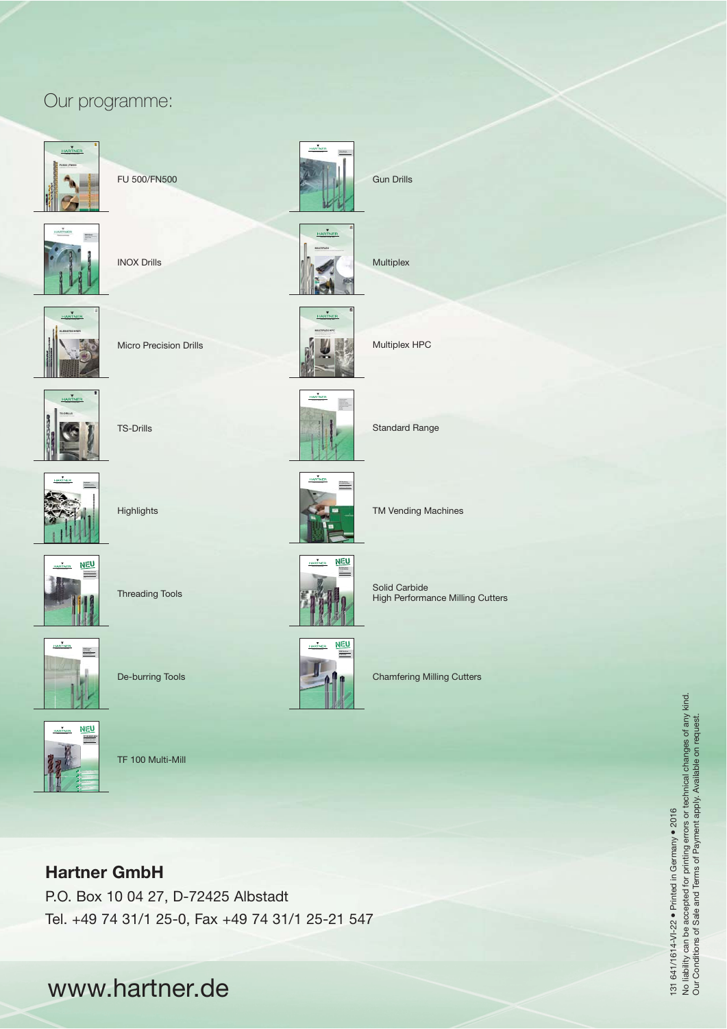## Our programme:

- FU 500/FN500
- INOX Drills
- Micro Precision Drills
- TS-Drills
- Highlights
- Threading Tools
- De-burring Tools
- TF 100 Multi-Mill
- Gun Drills
- Multiplex
- Multiplex HPC
- Standard Range
- TM Vending Machines
- Solid Carbide High Performance Milling Cutters
- Chamfering Milling Cutters

**Hartner GmbH**
P.O. Box 10 04 27, D-72425 Albstadt
Tel. +49 74 31/1 25-0, Fax +49 74 31/1 25-21 547

www.hartner.de

131 641/1614-VI-22 • Printed in Germany • 2016
No liability can be accepted for printing errors or technical changes of any kind.
Our Conditions of Sale and Terms of Payment apply. Available on request.